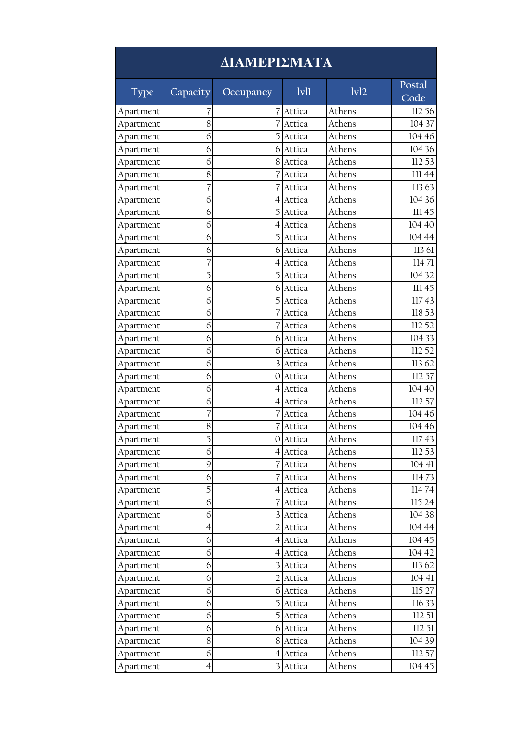| ΔΙΑΜΕΡΙΣΜΑΤΑ | | | | | |
|---|---|---|---|---|---|
| Type | Capacity | Occupancy | lvl1 | lvl2 | Postal Code |
| Apartment | 7 | 7 | Attica | Athens | 112 56 |
| Apartment | 8 | 7 | Attica | Athens | 104 37 |
| Apartment | 6 | 5 | Attica | Athens | 104 46 |
| Apartment | 6 | 6 | Attica | Athens | 104 36 |
| Apartment | 6 | 8 | Attica | Athens | 112 53 |
| Apartment | 8 | 7 | Attica | Athens | 111 44 |
| Apartment | 7 | 7 | Attica | Athens | 113 63 |
| Apartment | 6 | 4 | Attica | Athens | 104 36 |
| Apartment | 6 | 5 | Attica | Athens | 111 45 |
| Apartment | 6 | 4 | Attica | Athens | 104 40 |
| Apartment | 6 | 5 | Attica | Athens | 104 44 |
| Apartment | 6 | 6 | Attica | Athens | 113 61 |
| Apartment | 7 | 4 | Attica | Athens | 114 71 |
| Apartment | 5 | 5 | Attica | Athens | 104 32 |
| Apartment | 6 | 6 | Attica | Athens | 111 45 |
| Apartment | 6 | 5 | Attica | Athens | 117 43 |
| Apartment | 6 | 7 | Attica | Athens | 118 53 |
| Apartment | 6 | 7 | Attica | Athens | 112 52 |
| Apartment | 6 | 6 | Attica | Athens | 104 33 |
| Apartment | 6 | 6 | Attica | Athens | 112 52 |
| Apartment | 6 | 3 | Attica | Athens | 113 62 |
| Apartment | 6 | 0 | Attica | Athens | 112 57 |
| Apartment | 6 | 4 | Attica | Athens | 104 40 |
| Apartment | 6 | 4 | Attica | Athens | 112 57 |
| Apartment | 7 | 7 | Attica | Athens | 104 46 |
| Apartment | 8 | 7 | Attica | Athens | 104 46 |
| Apartment | 5 | 0 | Attica | Athens | 117 43 |
| Apartment | 6 | 4 | Attica | Athens | 112 53 |
| Apartment | 9 | 7 | Attica | Athens | 104 41 |
| Apartment | 6 | 7 | Attica | Athens | 114 73 |
| Apartment | 5 | 4 | Attica | Athens | 114 74 |
| Apartment | 6 | 7 | Attica | Athens | 115 24 |
| Apartment | 6 | 3 | Attica | Athens | 104 38 |
| Apartment | 4 | 2 | Attica | Athens | 104 44 |
| Apartment | 6 | 4 | Attica | Athens | 104 45 |
| Apartment | 6 | 4 | Attica | Athens | 104 42 |
| Apartment | 6 | 3 | Attica | Athens | 113 62 |
| Apartment | 6 | 2 | Attica | Athens | 104 41 |
| Apartment | 6 | 6 | Attica | Athens | 115 27 |
| Apartment | 6 | 5 | Attica | Athens | 116 33 |
| Apartment | 6 | 5 | Attica | Athens | 112 51 |
| Apartment | 6 | 6 | Attica | Athens | 112 51 |
| Apartment | 8 | 8 | Attica | Athens | 104 39 |
| Apartment | 6 | 4 | Attica | Athens | 112 57 |
| Apartment | 4 | 3 | Attica | Athens | 104 45 |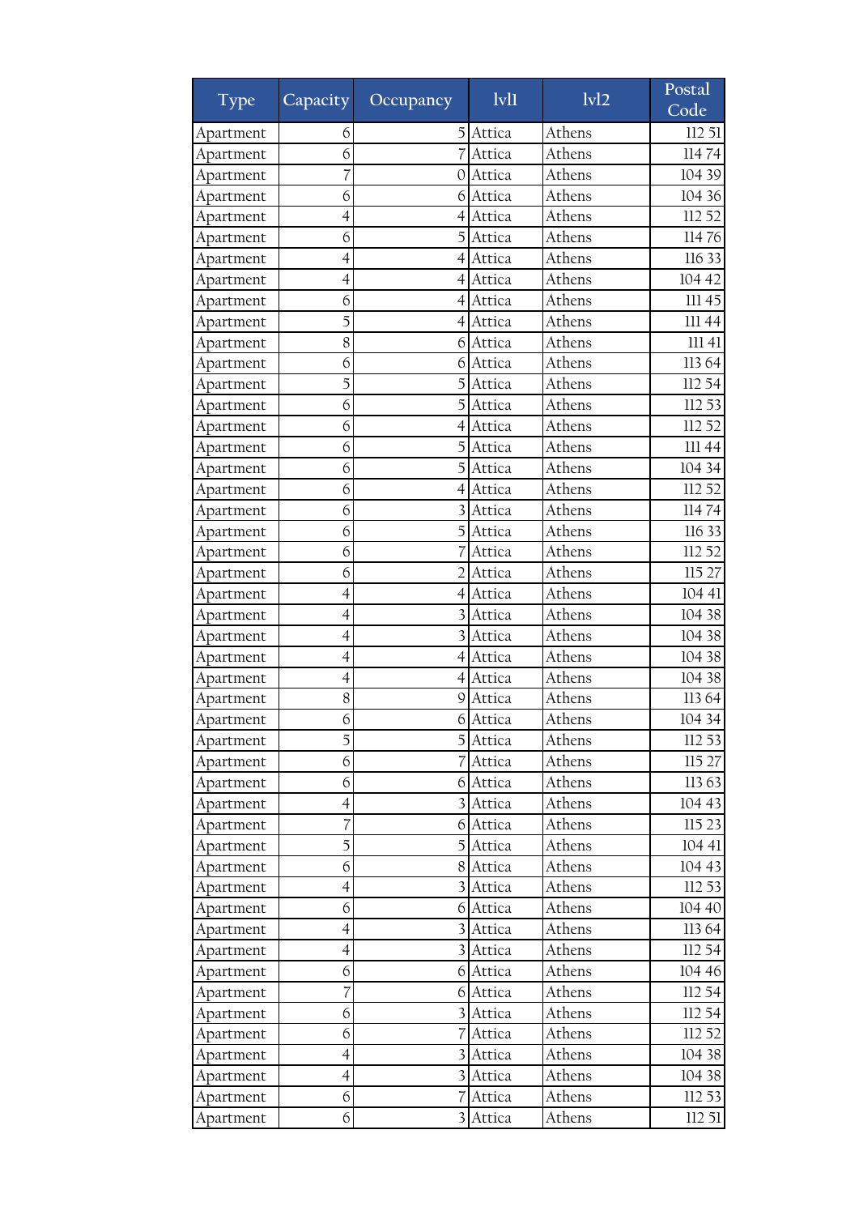| Type | Capacity | Occupancy | lvl1 | lvl2 | Postal Code |
|---|---|---|---|---|---|
| Apartment | 6 | 5 | Attica | Athens | 112 51 |
| Apartment | 6 | 7 | Attica | Athens | 114 74 |
| Apartment | 7 | 0 | Attica | Athens | 104 39 |
| Apartment | 6 | 6 | Attica | Athens | 104 36 |
| Apartment | 4 | 4 | Attica | Athens | 112 52 |
| Apartment | 6 | 5 | Attica | Athens | 114 76 |
| Apartment | 4 | 4 | Attica | Athens | 116 33 |
| Apartment | 4 | 4 | Attica | Athens | 104 42 |
| Apartment | 6 | 4 | Attica | Athens | 111 45 |
| Apartment | 5 | 4 | Attica | Athens | 111 44 |
| Apartment | 8 | 6 | Attica | Athens | 111 41 |
| Apartment | 6 | 6 | Attica | Athens | 113 64 |
| Apartment | 5 | 5 | Attica | Athens | 112 54 |
| Apartment | 6 | 5 | Attica | Athens | 112 53 |
| Apartment | 6 | 4 | Attica | Athens | 112 52 |
| Apartment | 6 | 5 | Attica | Athens | 111 44 |
| Apartment | 6 | 5 | Attica | Athens | 104 34 |
| Apartment | 6 | 4 | Attica | Athens | 112 52 |
| Apartment | 6 | 3 | Attica | Athens | 114 74 |
| Apartment | 6 | 5 | Attica | Athens | 116 33 |
| Apartment | 6 | 7 | Attica | Athens | 112 52 |
| Apartment | 6 | 2 | Attica | Athens | 115 27 |
| Apartment | 4 | 4 | Attica | Athens | 104 41 |
| Apartment | 4 | 3 | Attica | Athens | 104 38 |
| Apartment | 4 | 3 | Attica | Athens | 104 38 |
| Apartment | 4 | 4 | Attica | Athens | 104 38 |
| Apartment | 4 | 4 | Attica | Athens | 104 38 |
| Apartment | 8 | 9 | Attica | Athens | 113 64 |
| Apartment | 6 | 6 | Attica | Athens | 104 34 |
| Apartment | 5 | 5 | Attica | Athens | 112 53 |
| Apartment | 6 | 7 | Attica | Athens | 115 27 |
| Apartment | 6 | 6 | Attica | Athens | 113 63 |
| Apartment | 4 | 3 | Attica | Athens | 104 43 |
| Apartment | 7 | 6 | Attica | Athens | 115 23 |
| Apartment | 5 | 5 | Attica | Athens | 104 41 |
| Apartment | 6 | 8 | Attica | Athens | 104 43 |
| Apartment | 4 | 3 | Attica | Athens | 112 53 |
| Apartment | 6 | 6 | Attica | Athens | 104 40 |
| Apartment | 4 | 3 | Attica | Athens | 113 64 |
| Apartment | 4 | 3 | Attica | Athens | 112 54 |
| Apartment | 6 | 6 | Attica | Athens | 104 46 |
| Apartment | 7 | 6 | Attica | Athens | 112 54 |
| Apartment | 6 | 3 | Attica | Athens | 112 54 |
| Apartment | 6 | 7 | Attica | Athens | 112 52 |
| Apartment | 4 | 3 | Attica | Athens | 104 38 |
| Apartment | 4 | 3 | Attica | Athens | 104 38 |
| Apartment | 6 | 7 | Attica | Athens | 112 53 |
| Apartment | 6 | 3 | Attica | Athens | 112 51 |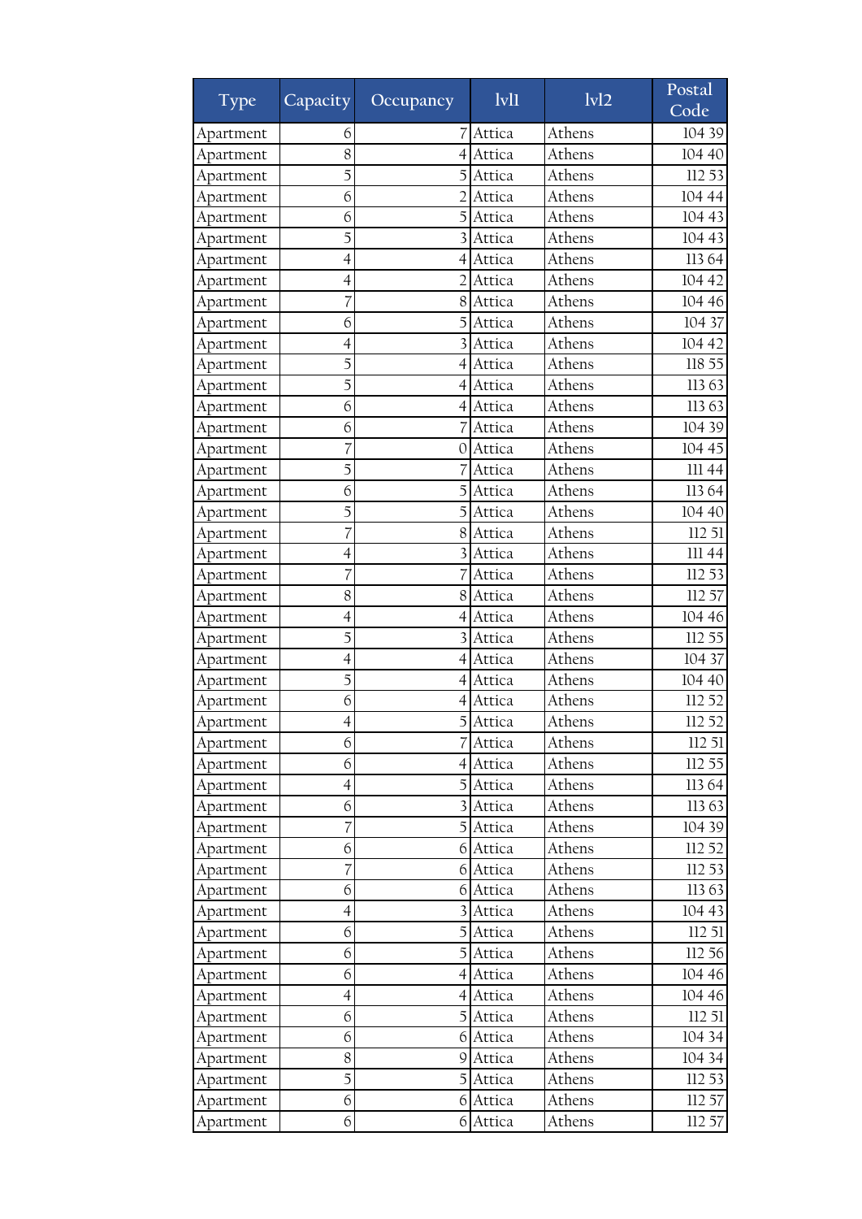| Type | Capacity | Occupancy | lvl1 | lvl2 | Postal Code |
|---|---|---|---|---|---|
| Apartment | 6 | 7 | Attica | Athens | 104 39 |
| Apartment | 8 | 4 | Attica | Athens | 104 40 |
| Apartment | 5 | 5 | Attica | Athens | 112 53 |
| Apartment | 6 | 2 | Attica | Athens | 104 44 |
| Apartment | 6 | 5 | Attica | Athens | 104 43 |
| Apartment | 5 | 3 | Attica | Athens | 104 43 |
| Apartment | 4 | 4 | Attica | Athens | 113 64 |
| Apartment | 4 | 2 | Attica | Athens | 104 42 |
| Apartment | 7 | 8 | Attica | Athens | 104 46 |
| Apartment | 6 | 5 | Attica | Athens | 104 37 |
| Apartment | 4 | 3 | Attica | Athens | 104 42 |
| Apartment | 5 | 4 | Attica | Athens | 118 55 |
| Apartment | 5 | 4 | Attica | Athens | 113 63 |
| Apartment | 6 | 4 | Attica | Athens | 113 63 |
| Apartment | 6 | 7 | Attica | Athens | 104 39 |
| Apartment | 7 | 0 | Attica | Athens | 104 45 |
| Apartment | 5 | 7 | Attica | Athens | 111 44 |
| Apartment | 6 | 5 | Attica | Athens | 113 64 |
| Apartment | 5 | 5 | Attica | Athens | 104 40 |
| Apartment | 7 | 8 | Attica | Athens | 112 51 |
| Apartment | 4 | 3 | Attica | Athens | 111 44 |
| Apartment | 7 | 7 | Attica | Athens | 112 53 |
| Apartment | 8 | 8 | Attica | Athens | 112 57 |
| Apartment | 4 | 4 | Attica | Athens | 104 46 |
| Apartment | 5 | 3 | Attica | Athens | 112 55 |
| Apartment | 4 | 4 | Attica | Athens | 104 37 |
| Apartment | 5 | 4 | Attica | Athens | 104 40 |
| Apartment | 6 | 4 | Attica | Athens | 112 52 |
| Apartment | 4 | 5 | Attica | Athens | 112 52 |
| Apartment | 6 | 7 | Attica | Athens | 112 51 |
| Apartment | 6 | 4 | Attica | Athens | 112 55 |
| Apartment | 4 | 5 | Attica | Athens | 113 64 |
| Apartment | 6 | 3 | Attica | Athens | 113 63 |
| Apartment | 7 | 5 | Attica | Athens | 104 39 |
| Apartment | 6 | 6 | Attica | Athens | 112 52 |
| Apartment | 7 | 6 | Attica | Athens | 112 53 |
| Apartment | 6 | 6 | Attica | Athens | 113 63 |
| Apartment | 4 | 3 | Attica | Athens | 104 43 |
| Apartment | 6 | 5 | Attica | Athens | 112 51 |
| Apartment | 6 | 5 | Attica | Athens | 112 56 |
| Apartment | 6 | 4 | Attica | Athens | 104 46 |
| Apartment | 4 | 4 | Attica | Athens | 104 46 |
| Apartment | 6 | 5 | Attica | Athens | 112 51 |
| Apartment | 6 | 6 | Attica | Athens | 104 34 |
| Apartment | 8 | 9 | Attica | Athens | 104 34 |
| Apartment | 5 | 5 | Attica | Athens | 112 53 |
| Apartment | 6 | 6 | Attica | Athens | 112 57 |
| Apartment | 6 | 6 | Attica | Athens | 112 57 |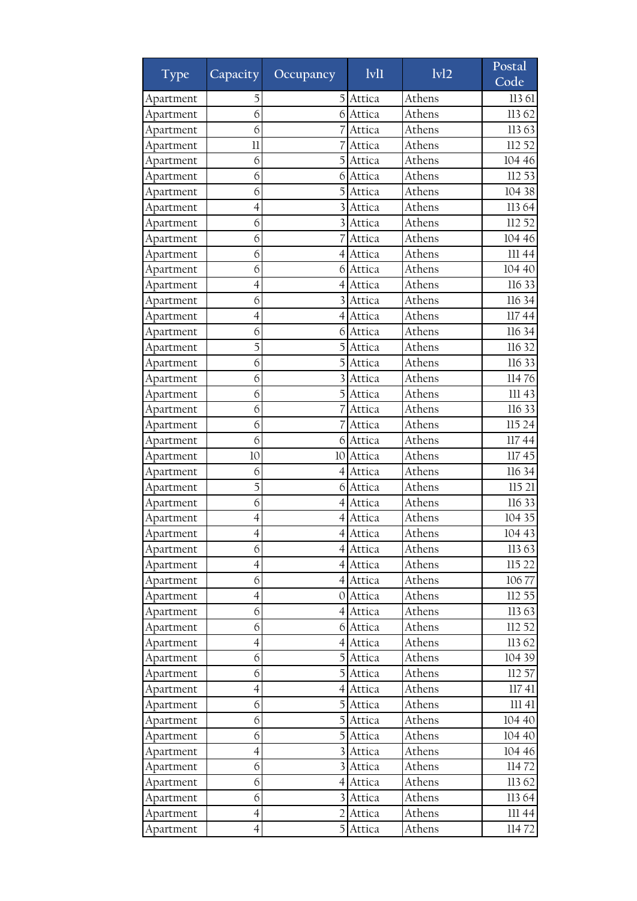| Type | Capacity | Occupancy | lvl1 | lvl2 | Postal Code |
|---|---|---|---|---|---|
| Apartment | 5 | 5 | Attica | Athens | 113 61 |
| Apartment | 6 | 6 | Attica | Athens | 113 62 |
| Apartment | 6 | 7 | Attica | Athens | 113 63 |
| Apartment | 11 | 7 | Attica | Athens | 112 52 |
| Apartment | 6 | 5 | Attica | Athens | 104 46 |
| Apartment | 6 | 6 | Attica | Athens | 112 53 |
| Apartment | 6 | 5 | Attica | Athens | 104 38 |
| Apartment | 4 | 3 | Attica | Athens | 113 64 |
| Apartment | 6 | 3 | Attica | Athens | 112 52 |
| Apartment | 6 | 7 | Attica | Athens | 104 46 |
| Apartment | 6 | 4 | Attica | Athens | 111 44 |
| Apartment | 6 | 6 | Attica | Athens | 104 40 |
| Apartment | 4 | 4 | Attica | Athens | 116 33 |
| Apartment | 6 | 3 | Attica | Athens | 116 34 |
| Apartment | 4 | 4 | Attica | Athens | 117 44 |
| Apartment | 6 | 6 | Attica | Athens | 116 34 |
| Apartment | 5 | 5 | Attica | Athens | 116 32 |
| Apartment | 6 | 5 | Attica | Athens | 116 33 |
| Apartment | 6 | 3 | Attica | Athens | 114 76 |
| Apartment | 6 | 5 | Attica | Athens | 111 43 |
| Apartment | 6 | 7 | Attica | Athens | 116 33 |
| Apartment | 6 | 7 | Attica | Athens | 115 24 |
| Apartment | 6 | 6 | Attica | Athens | 117 44 |
| Apartment | 10 | 10 | Attica | Athens | 117 45 |
| Apartment | 6 | 4 | Attica | Athens | 116 34 |
| Apartment | 5 | 6 | Attica | Athens | 115 21 |
| Apartment | 6 | 4 | Attica | Athens | 116 33 |
| Apartment | 4 | 4 | Attica | Athens | 104 35 |
| Apartment | 4 | 4 | Attica | Athens | 104 43 |
| Apartment | 6 | 4 | Attica | Athens | 113 63 |
| Apartment | 4 | 4 | Attica | Athens | 115 22 |
| Apartment | 6 | 4 | Attica | Athens | 106 77 |
| Apartment | 4 | 0 | Attica | Athens | 112 55 |
| Apartment | 6 | 4 | Attica | Athens | 113 63 |
| Apartment | 6 | 6 | Attica | Athens | 112 52 |
| Apartment | 4 | 4 | Attica | Athens | 113 62 |
| Apartment | 6 | 5 | Attica | Athens | 104 39 |
| Apartment | 6 | 5 | Attica | Athens | 112 57 |
| Apartment | 4 | 4 | Attica | Athens | 117 41 |
| Apartment | 6 | 5 | Attica | Athens | 111 41 |
| Apartment | 6 | 5 | Attica | Athens | 104 40 |
| Apartment | 6 | 5 | Attica | Athens | 104 40 |
| Apartment | 4 | 3 | Attica | Athens | 104 46 |
| Apartment | 6 | 3 | Attica | Athens | 114 72 |
| Apartment | 6 | 4 | Attica | Athens | 113 62 |
| Apartment | 6 | 3 | Attica | Athens | 113 64 |
| Apartment | 4 | 2 | Attica | Athens | 111 44 |
| Apartment | 4 | 5 | Attica | Athens | 114 72 |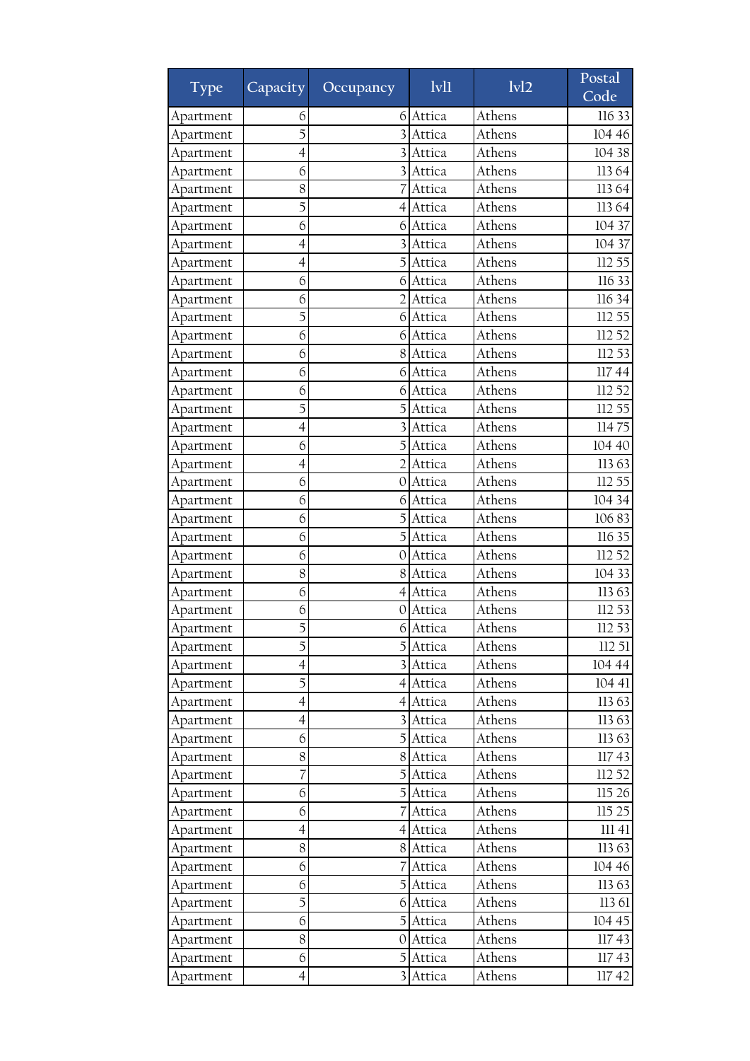| Type | Capacity | Occupancy | lvl1 | lvl2 | Postal Code |
|---|---|---|---|---|---|
| Apartment | 6 | 6 | Attica | Athens | 116 33 |
| Apartment | 5 | 3 | Attica | Athens | 104 46 |
| Apartment | 4 | 3 | Attica | Athens | 104 38 |
| Apartment | 6 | 3 | Attica | Athens | 113 64 |
| Apartment | 8 | 7 | Attica | Athens | 113 64 |
| Apartment | 5 | 4 | Attica | Athens | 113 64 |
| Apartment | 6 | 6 | Attica | Athens | 104 37 |
| Apartment | 4 | 3 | Attica | Athens | 104 37 |
| Apartment | 4 | 5 | Attica | Athens | 112 55 |
| Apartment | 6 | 6 | Attica | Athens | 116 33 |
| Apartment | 6 | 2 | Attica | Athens | 116 34 |
| Apartment | 5 | 6 | Attica | Athens | 112 55 |
| Apartment | 6 | 6 | Attica | Athens | 112 52 |
| Apartment | 6 | 8 | Attica | Athens | 112 53 |
| Apartment | 6 | 6 | Attica | Athens | 117 44 |
| Apartment | 6 | 6 | Attica | Athens | 112 52 |
| Apartment | 5 | 5 | Attica | Athens | 112 55 |
| Apartment | 4 | 3 | Attica | Athens | 114 75 |
| Apartment | 6 | 5 | Attica | Athens | 104 40 |
| Apartment | 4 | 2 | Attica | Athens | 113 63 |
| Apartment | 6 | 0 | Attica | Athens | 112 55 |
| Apartment | 6 | 6 | Attica | Athens | 104 34 |
| Apartment | 6 | 5 | Attica | Athens | 106 83 |
| Apartment | 6 | 5 | Attica | Athens | 116 35 |
| Apartment | 6 | 0 | Attica | Athens | 112 52 |
| Apartment | 8 | 8 | Attica | Athens | 104 33 |
| Apartment | 6 | 4 | Attica | Athens | 113 63 |
| Apartment | 6 | 0 | Attica | Athens | 112 53 |
| Apartment | 5 | 6 | Attica | Athens | 112 53 |
| Apartment | 5 | 5 | Attica | Athens | 112 51 |
| Apartment | 4 | 3 | Attica | Athens | 104 44 |
| Apartment | 5 | 4 | Attica | Athens | 104 41 |
| Apartment | 4 | 4 | Attica | Athens | 113 63 |
| Apartment | 4 | 3 | Attica | Athens | 113 63 |
| Apartment | 6 | 5 | Attica | Athens | 113 63 |
| Apartment | 8 | 8 | Attica | Athens | 117 43 |
| Apartment | 7 | 5 | Attica | Athens | 112 52 |
| Apartment | 6 | 5 | Attica | Athens | 115 26 |
| Apartment | 6 | 7 | Attica | Athens | 115 25 |
| Apartment | 4 | 4 | Attica | Athens | 111 41 |
| Apartment | 8 | 8 | Attica | Athens | 113 63 |
| Apartment | 6 | 7 | Attica | Athens | 104 46 |
| Apartment | 6 | 5 | Attica | Athens | 113 63 |
| Apartment | 5 | 6 | Attica | Athens | 113 61 |
| Apartment | 6 | 5 | Attica | Athens | 104 45 |
| Apartment | 8 | 0 | Attica | Athens | 117 43 |
| Apartment | 6 | 5 | Attica | Athens | 117 43 |
| Apartment | 4 | 3 | Attica | Athens | 117 42 |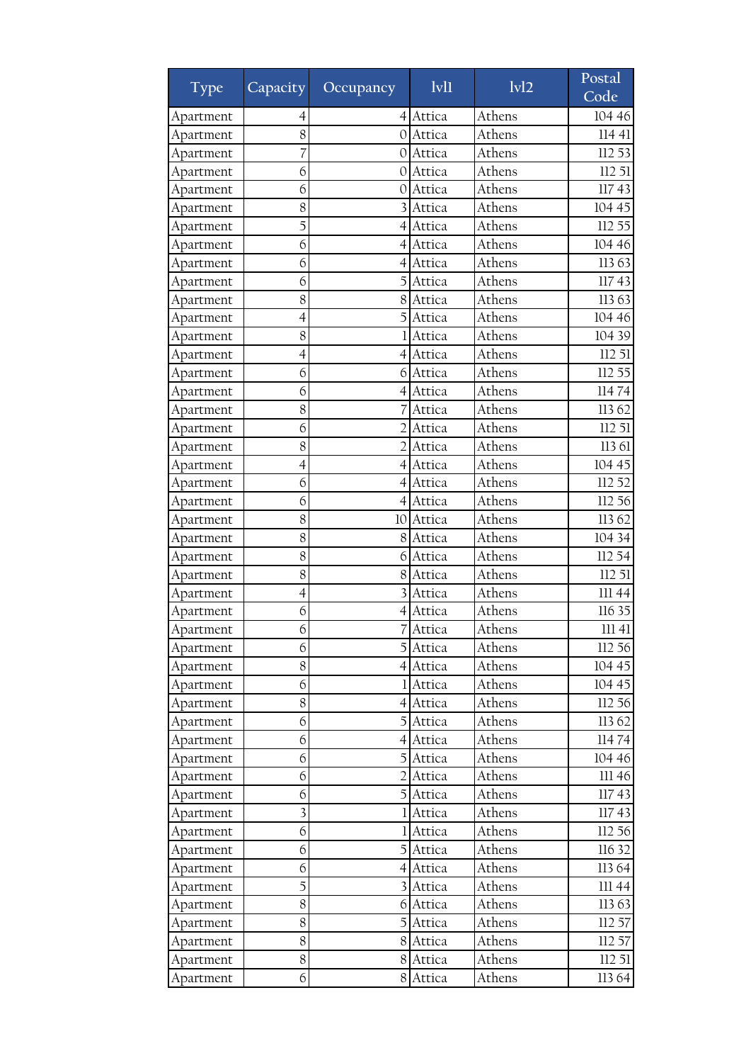| Type | Capacity | Occupancy | lvl1 | lvl2 | Postal Code |
|---|---|---|---|---|---|
| Apartment | 4 | 4 | Attica | Athens | 104 46 |
| Apartment | 8 | 0 | Attica | Athens | 114 41 |
| Apartment | 7 | 0 | Attica | Athens | 112 53 |
| Apartment | 6 | 0 | Attica | Athens | 112 51 |
| Apartment | 6 | 0 | Attica | Athens | 117 43 |
| Apartment | 8 | 3 | Attica | Athens | 104 45 |
| Apartment | 5 | 4 | Attica | Athens | 112 55 |
| Apartment | 6 | 4 | Attica | Athens | 104 46 |
| Apartment | 6 | 4 | Attica | Athens | 113 63 |
| Apartment | 6 | 5 | Attica | Athens | 117 43 |
| Apartment | 8 | 8 | Attica | Athens | 113 63 |
| Apartment | 4 | 5 | Attica | Athens | 104 46 |
| Apartment | 8 | 1 | Attica | Athens | 104 39 |
| Apartment | 4 | 4 | Attica | Athens | 112 51 |
| Apartment | 6 | 6 | Attica | Athens | 112 55 |
| Apartment | 6 | 4 | Attica | Athens | 114 74 |
| Apartment | 8 | 7 | Attica | Athens | 113 62 |
| Apartment | 6 | 2 | Attica | Athens | 112 51 |
| Apartment | 8 | 2 | Attica | Athens | 113 61 |
| Apartment | 4 | 4 | Attica | Athens | 104 45 |
| Apartment | 6 | 4 | Attica | Athens | 112 52 |
| Apartment | 6 | 4 | Attica | Athens | 112 56 |
| Apartment | 8 | 10 | Attica | Athens | 113 62 |
| Apartment | 8 | 8 | Attica | Athens | 104 34 |
| Apartment | 8 | 6 | Attica | Athens | 112 54 |
| Apartment | 8 | 8 | Attica | Athens | 112 51 |
| Apartment | 4 | 3 | Attica | Athens | 111 44 |
| Apartment | 6 | 4 | Attica | Athens | 116 35 |
| Apartment | 6 | 7 | Attica | Athens | 111 41 |
| Apartment | 6 | 5 | Attica | Athens | 112 56 |
| Apartment | 8 | 4 | Attica | Athens | 104 45 |
| Apartment | 6 | 1 | Attica | Athens | 104 45 |
| Apartment | 8 | 4 | Attica | Athens | 112 56 |
| Apartment | 6 | 5 | Attica | Athens | 113 62 |
| Apartment | 6 | 4 | Attica | Athens | 114 74 |
| Apartment | 6 | 5 | Attica | Athens | 104 46 |
| Apartment | 6 | 2 | Attica | Athens | 111 46 |
| Apartment | 6 | 5 | Attica | Athens | 117 43 |
| Apartment | 3 | 1 | Attica | Athens | 117 43 |
| Apartment | 6 | 1 | Attica | Athens | 112 56 |
| Apartment | 6 | 5 | Attica | Athens | 116 32 |
| Apartment | 6 | 4 | Attica | Athens | 113 64 |
| Apartment | 5 | 3 | Attica | Athens | 111 44 |
| Apartment | 8 | 6 | Attica | Athens | 113 63 |
| Apartment | 8 | 5 | Attica | Athens | 112 57 |
| Apartment | 8 | 8 | Attica | Athens | 112 57 |
| Apartment | 8 | 8 | Attica | Athens | 112 51 |
| Apartment | 6 | 8 | Attica | Athens | 113 64 |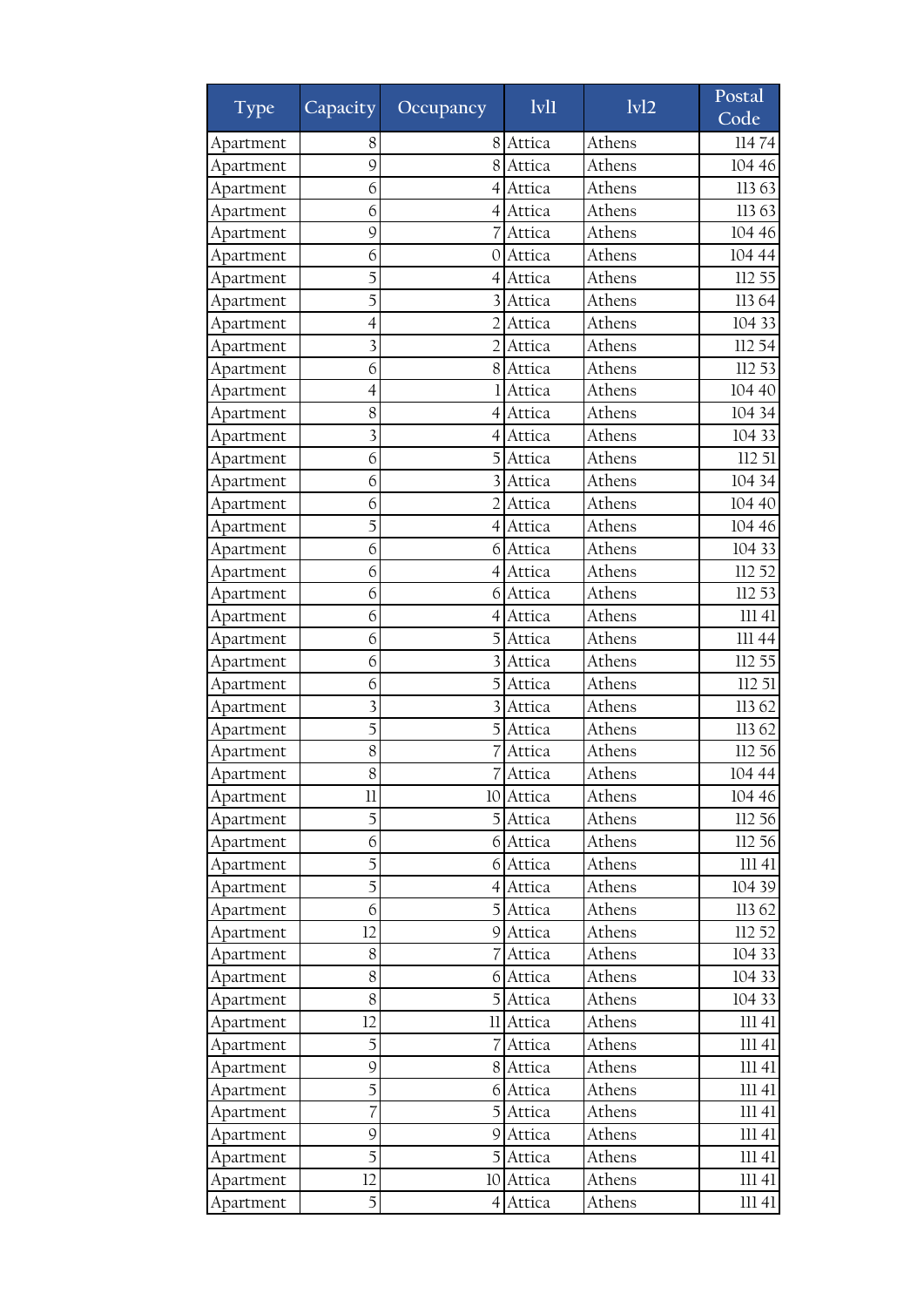| Type | Capacity | Occupancy | lvl1 | lvl2 | Postal Code |
|---|---|---|---|---|---|
| Apartment | 8 | 8 | Attica | Athens | 114 74 |
| Apartment | 9 | 8 | Attica | Athens | 104 46 |
| Apartment | 6 | 4 | Attica | Athens | 113 63 |
| Apartment | 6 | 4 | Attica | Athens | 113 63 |
| Apartment | 9 | 7 | Attica | Athens | 104 46 |
| Apartment | 6 | 0 | Attica | Athens | 104 44 |
| Apartment | 5 | 4 | Attica | Athens | 112 55 |
| Apartment | 5 | 3 | Attica | Athens | 113 64 |
| Apartment | 4 | 2 | Attica | Athens | 104 33 |
| Apartment | 3 | 2 | Attica | Athens | 112 54 |
| Apartment | 6 | 8 | Attica | Athens | 112 53 |
| Apartment | 4 | 1 | Attica | Athens | 104 40 |
| Apartment | 8 | 4 | Attica | Athens | 104 34 |
| Apartment | 3 | 4 | Attica | Athens | 104 33 |
| Apartment | 6 | 5 | Attica | Athens | 112 51 |
| Apartment | 6 | 3 | Attica | Athens | 104 34 |
| Apartment | 6 | 2 | Attica | Athens | 104 40 |
| Apartment | 5 | 4 | Attica | Athens | 104 46 |
| Apartment | 6 | 6 | Attica | Athens | 104 33 |
| Apartment | 6 | 4 | Attica | Athens | 112 52 |
| Apartment | 6 | 6 | Attica | Athens | 112 53 |
| Apartment | 6 | 4 | Attica | Athens | 111 41 |
| Apartment | 6 | 5 | Attica | Athens | 111 44 |
| Apartment | 6 | 3 | Attica | Athens | 112 55 |
| Apartment | 6 | 5 | Attica | Athens | 112 51 |
| Apartment | 3 | 3 | Attica | Athens | 113 62 |
| Apartment | 5 | 5 | Attica | Athens | 113 62 |
| Apartment | 8 | 7 | Attica | Athens | 112 56 |
| Apartment | 8 | 7 | Attica | Athens | 104 44 |
| Apartment | 11 | 10 | Attica | Athens | 104 46 |
| Apartment | 5 | 5 | Attica | Athens | 112 56 |
| Apartment | 6 | 6 | Attica | Athens | 112 56 |
| Apartment | 5 | 6 | Attica | Athens | 111 41 |
| Apartment | 5 | 4 | Attica | Athens | 104 39 |
| Apartment | 6 | 5 | Attica | Athens | 113 62 |
| Apartment | 12 | 9 | Attica | Athens | 112 52 |
| Apartment | 8 | 7 | Attica | Athens | 104 33 |
| Apartment | 8 | 6 | Attica | Athens | 104 33 |
| Apartment | 8 | 5 | Attica | Athens | 104 33 |
| Apartment | 12 | 11 | Attica | Athens | 111 41 |
| Apartment | 5 | 7 | Attica | Athens | 111 41 |
| Apartment | 9 | 8 | Attica | Athens | 111 41 |
| Apartment | 5 | 6 | Attica | Athens | 111 41 |
| Apartment | 7 | 5 | Attica | Athens | 111 41 |
| Apartment | 9 | 9 | Attica | Athens | 111 41 |
| Apartment | 5 | 5 | Attica | Athens | 111 41 |
| Apartment | 12 | 10 | Attica | Athens | 111 41 |
| Apartment | 5 | 4 | Attica | Athens | 111 41 |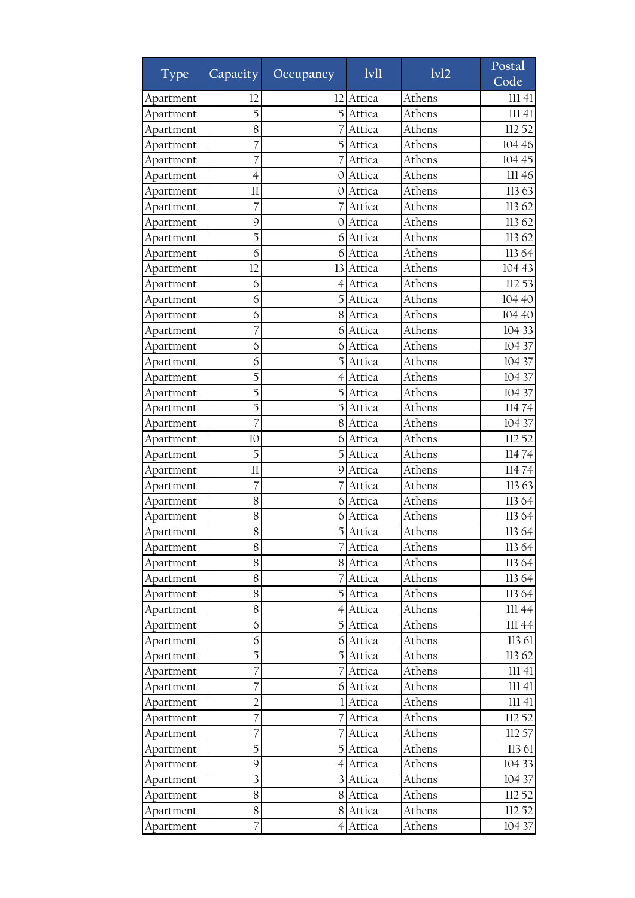| Type | Capacity | Occupancy | lvl1 | lvl2 | Postal Code |
|---|---|---|---|---|---|
| Apartment | 12 | 12 | Attica | Athens | 111 41 |
| Apartment | 5 | 5 | Attica | Athens | 111 41 |
| Apartment | 8 | 7 | Attica | Athens | 112 52 |
| Apartment | 7 | 5 | Attica | Athens | 104 46 |
| Apartment | 7 | 7 | Attica | Athens | 104 45 |
| Apartment | 4 | 0 | Attica | Athens | 111 46 |
| Apartment | 11 | 0 | Attica | Athens | 113 63 |
| Apartment | 7 | 7 | Attica | Athens | 113 62 |
| Apartment | 9 | 0 | Attica | Athens | 113 62 |
| Apartment | 5 | 6 | Attica | Athens | 113 62 |
| Apartment | 6 | 6 | Attica | Athens | 113 64 |
| Apartment | 12 | 13 | Attica | Athens | 104 43 |
| Apartment | 6 | 4 | Attica | Athens | 112 53 |
| Apartment | 6 | 5 | Attica | Athens | 104 40 |
| Apartment | 6 | 8 | Attica | Athens | 104 40 |
| Apartment | 7 | 6 | Attica | Athens | 104 33 |
| Apartment | 6 | 6 | Attica | Athens | 104 37 |
| Apartment | 6 | 5 | Attica | Athens | 104 37 |
| Apartment | 5 | 4 | Attica | Athens | 104 37 |
| Apartment | 5 | 5 | Attica | Athens | 104 37 |
| Apartment | 5 | 5 | Attica | Athens | 114 74 |
| Apartment | 7 | 8 | Attica | Athens | 104 37 |
| Apartment | 10 | 6 | Attica | Athens | 112 52 |
| Apartment | 5 | 5 | Attica | Athens | 114 74 |
| Apartment | 11 | 9 | Attica | Athens | 114 74 |
| Apartment | 7 | 7 | Attica | Athens | 113 63 |
| Apartment | 8 | 6 | Attica | Athens | 113 64 |
| Apartment | 8 | 6 | Attica | Athens | 113 64 |
| Apartment | 8 | 5 | Attica | Athens | 113 64 |
| Apartment | 8 | 7 | Attica | Athens | 113 64 |
| Apartment | 8 | 8 | Attica | Athens | 113 64 |
| Apartment | 8 | 7 | Attica | Athens | 113 64 |
| Apartment | 8 | 5 | Attica | Athens | 113 64 |
| Apartment | 8 | 4 | Attica | Athens | 111 44 |
| Apartment | 6 | 5 | Attica | Athens | 111 44 |
| Apartment | 6 | 6 | Attica | Athens | 113 61 |
| Apartment | 5 | 5 | Attica | Athens | 113 62 |
| Apartment | 7 | 7 | Attica | Athens | 111 41 |
| Apartment | 7 | 6 | Attica | Athens | 111 41 |
| Apartment | 2 | 1 | Attica | Athens | 111 41 |
| Apartment | 7 | 7 | Attica | Athens | 112 52 |
| Apartment | 7 | 7 | Attica | Athens | 112 57 |
| Apartment | 5 | 5 | Attica | Athens | 113 61 |
| Apartment | 9 | 4 | Attica | Athens | 104 33 |
| Apartment | 3 | 3 | Attica | Athens | 104 37 |
| Apartment | 8 | 8 | Attica | Athens | 112 52 |
| Apartment | 8 | 8 | Attica | Athens | 112 52 |
| Apartment | 7 | 4 | Attica | Athens | 104 37 |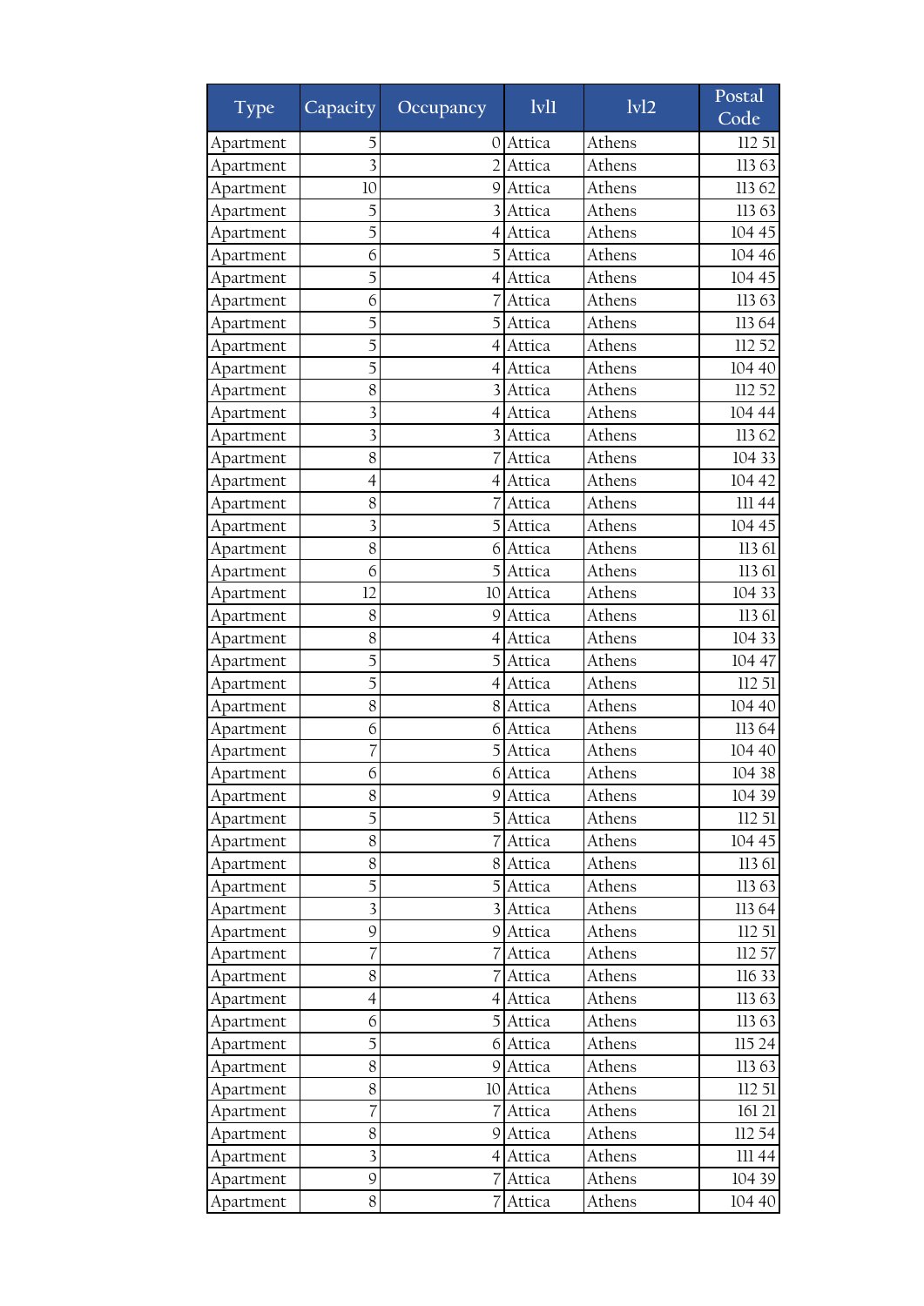| Type | Capacity | Occupancy | lvl1 | lvl2 | Postal Code |
|---|---|---|---|---|---|
| Apartment | 5 | 0 | Attica | Athens | 112 51 |
| Apartment | 3 | 2 | Attica | Athens | 113 63 |
| Apartment | 10 | 9 | Attica | Athens | 113 62 |
| Apartment | 5 | 3 | Attica | Athens | 113 63 |
| Apartment | 5 | 4 | Attica | Athens | 104 45 |
| Apartment | 6 | 5 | Attica | Athens | 104 46 |
| Apartment | 5 | 4 | Attica | Athens | 104 45 |
| Apartment | 6 | 7 | Attica | Athens | 113 63 |
| Apartment | 5 | 5 | Attica | Athens | 113 64 |
| Apartment | 5 | 4 | Attica | Athens | 112 52 |
| Apartment | 5 | 4 | Attica | Athens | 104 40 |
| Apartment | 8 | 3 | Attica | Athens | 112 52 |
| Apartment | 3 | 4 | Attica | Athens | 104 44 |
| Apartment | 3 | 3 | Attica | Athens | 113 62 |
| Apartment | 8 | 7 | Attica | Athens | 104 33 |
| Apartment | 4 | 4 | Attica | Athens | 104 42 |
| Apartment | 8 | 7 | Attica | Athens | 111 44 |
| Apartment | 3 | 5 | Attica | Athens | 104 45 |
| Apartment | 8 | 6 | Attica | Athens | 113 61 |
| Apartment | 6 | 5 | Attica | Athens | 113 61 |
| Apartment | 12 | 10 | Attica | Athens | 104 33 |
| Apartment | 8 | 9 | Attica | Athens | 113 61 |
| Apartment | 8 | 4 | Attica | Athens | 104 33 |
| Apartment | 5 | 5 | Attica | Athens | 104 47 |
| Apartment | 5 | 4 | Attica | Athens | 112 51 |
| Apartment | 8 | 8 | Attica | Athens | 104 40 |
| Apartment | 6 | 6 | Attica | Athens | 113 64 |
| Apartment | 7 | 5 | Attica | Athens | 104 40 |
| Apartment | 6 | 6 | Attica | Athens | 104 38 |
| Apartment | 8 | 9 | Attica | Athens | 104 39 |
| Apartment | 5 | 5 | Attica | Athens | 112 51 |
| Apartment | 8 | 7 | Attica | Athens | 104 45 |
| Apartment | 8 | 8 | Attica | Athens | 113 61 |
| Apartment | 5 | 5 | Attica | Athens | 113 63 |
| Apartment | 3 | 3 | Attica | Athens | 113 64 |
| Apartment | 9 | 9 | Attica | Athens | 112 51 |
| Apartment | 7 | 7 | Attica | Athens | 112 57 |
| Apartment | 8 | 7 | Attica | Athens | 116 33 |
| Apartment | 4 | 4 | Attica | Athens | 113 63 |
| Apartment | 6 | 5 | Attica | Athens | 113 63 |
| Apartment | 5 | 6 | Attica | Athens | 115 24 |
| Apartment | 8 | 9 | Attica | Athens | 113 63 |
| Apartment | 8 | 10 | Attica | Athens | 112 51 |
| Apartment | 7 | 7 | Attica | Athens | 161 21 |
| Apartment | 8 | 9 | Attica | Athens | 112 54 |
| Apartment | 3 | 4 | Attica | Athens | 111 44 |
| Apartment | 9 | 7 | Attica | Athens | 104 39 |
| Apartment | 8 | 7 | Attica | Athens | 104 40 |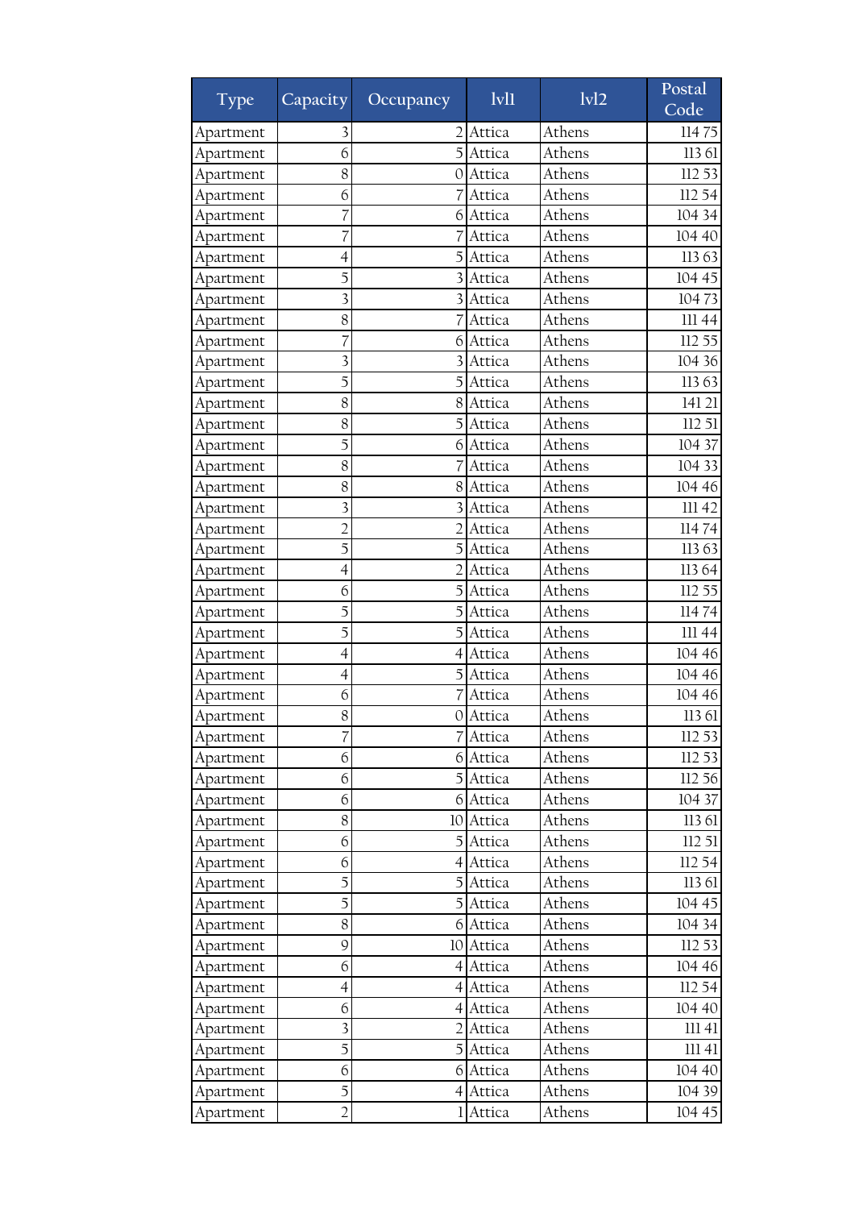| Type | Capacity | Occupancy | lvl1 | lvl2 | Postal Code |
|---|---|---|---|---|---|
| Apartment | 3 | 2 | Attica | Athens | 114 75 |
| Apartment | 6 | 5 | Attica | Athens | 113 61 |
| Apartment | 8 | 0 | Attica | Athens | 112 53 |
| Apartment | 6 | 7 | Attica | Athens | 112 54 |
| Apartment | 7 | 6 | Attica | Athens | 104 34 |
| Apartment | 7 | 7 | Attica | Athens | 104 40 |
| Apartment | 4 | 5 | Attica | Athens | 113 63 |
| Apartment | 5 | 3 | Attica | Athens | 104 45 |
| Apartment | 3 | 3 | Attica | Athens | 104 73 |
| Apartment | 8 | 7 | Attica | Athens | 111 44 |
| Apartment | 7 | 6 | Attica | Athens | 112 55 |
| Apartment | 3 | 3 | Attica | Athens | 104 36 |
| Apartment | 5 | 5 | Attica | Athens | 113 63 |
| Apartment | 8 | 8 | Attica | Athens | 141 21 |
| Apartment | 8 | 5 | Attica | Athens | 112 51 |
| Apartment | 5 | 6 | Attica | Athens | 104 37 |
| Apartment | 8 | 7 | Attica | Athens | 104 33 |
| Apartment | 8 | 8 | Attica | Athens | 104 46 |
| Apartment | 3 | 3 | Attica | Athens | 111 42 |
| Apartment | 2 | 2 | Attica | Athens | 114 74 |
| Apartment | 5 | 5 | Attica | Athens | 113 63 |
| Apartment | 4 | 2 | Attica | Athens | 113 64 |
| Apartment | 6 | 5 | Attica | Athens | 112 55 |
| Apartment | 5 | 5 | Attica | Athens | 114 74 |
| Apartment | 5 | 5 | Attica | Athens | 111 44 |
| Apartment | 4 | 4 | Attica | Athens | 104 46 |
| Apartment | 4 | 5 | Attica | Athens | 104 46 |
| Apartment | 6 | 7 | Attica | Athens | 104 46 |
| Apartment | 8 | 0 | Attica | Athens | 113 61 |
| Apartment | 7 | 7 | Attica | Athens | 112 53 |
| Apartment | 6 | 6 | Attica | Athens | 112 53 |
| Apartment | 6 | 5 | Attica | Athens | 112 56 |
| Apartment | 6 | 6 | Attica | Athens | 104 37 |
| Apartment | 8 | 10 | Attica | Athens | 113 61 |
| Apartment | 6 | 5 | Attica | Athens | 112 51 |
| Apartment | 6 | 4 | Attica | Athens | 112 54 |
| Apartment | 5 | 5 | Attica | Athens | 113 61 |
| Apartment | 5 | 5 | Attica | Athens | 104 45 |
| Apartment | 8 | 6 | Attica | Athens | 104 34 |
| Apartment | 9 | 10 | Attica | Athens | 112 53 |
| Apartment | 6 | 4 | Attica | Athens | 104 46 |
| Apartment | 4 | 4 | Attica | Athens | 112 54 |
| Apartment | 6 | 4 | Attica | Athens | 104 40 |
| Apartment | 3 | 2 | Attica | Athens | 111 41 |
| Apartment | 5 | 5 | Attica | Athens | 111 41 |
| Apartment | 6 | 6 | Attica | Athens | 104 40 |
| Apartment | 5 | 4 | Attica | Athens | 104 39 |
| Apartment | 2 | 1 | Attica | Athens | 104 45 |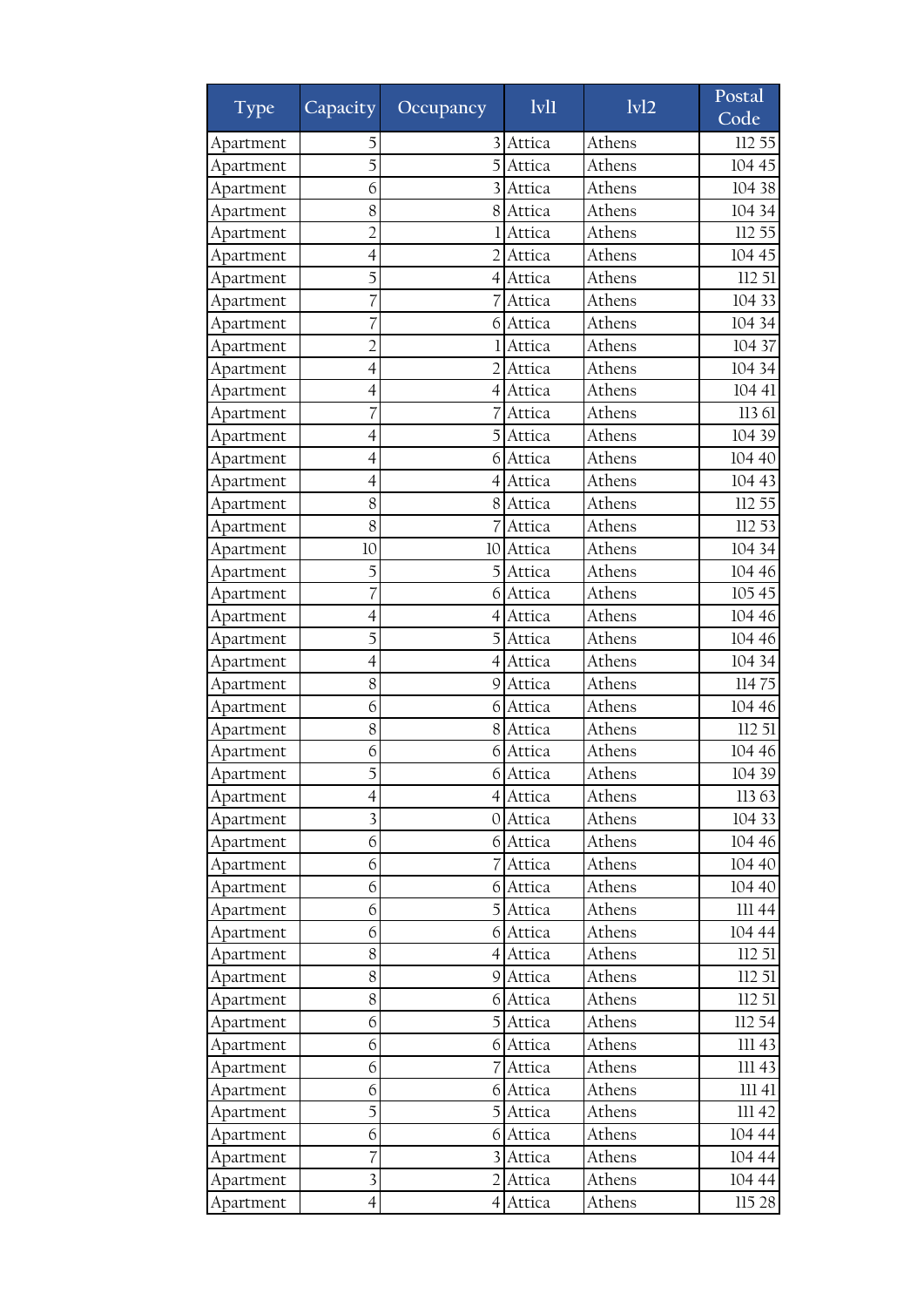| Type | Capacity | Occupancy | lvl1 | lvl2 | Postal Code |
|---|---|---|---|---|---|
| Apartment | 5 | 3 | Attica | Athens | 112 55 |
| Apartment | 5 | 5 | Attica | Athens | 104 45 |
| Apartment | 6 | 3 | Attica | Athens | 104 38 |
| Apartment | 8 | 8 | Attica | Athens | 104 34 |
| Apartment | 2 | 1 | Attica | Athens | 112 55 |
| Apartment | 4 | 2 | Attica | Athens | 104 45 |
| Apartment | 5 | 4 | Attica | Athens | 112 51 |
| Apartment | 7 | 7 | Attica | Athens | 104 33 |
| Apartment | 7 | 6 | Attica | Athens | 104 34 |
| Apartment | 2 | 1 | Attica | Athens | 104 37 |
| Apartment | 4 | 2 | Attica | Athens | 104 34 |
| Apartment | 4 | 4 | Attica | Athens | 104 41 |
| Apartment | 7 | 7 | Attica | Athens | 113 61 |
| Apartment | 4 | 5 | Attica | Athens | 104 39 |
| Apartment | 4 | 6 | Attica | Athens | 104 40 |
| Apartment | 4 | 4 | Attica | Athens | 104 43 |
| Apartment | 8 | 8 | Attica | Athens | 112 55 |
| Apartment | 8 | 7 | Attica | Athens | 112 53 |
| Apartment | 10 | 10 | Attica | Athens | 104 34 |
| Apartment | 5 | 5 | Attica | Athens | 104 46 |
| Apartment | 7 | 6 | Attica | Athens | 105 45 |
| Apartment | 4 | 4 | Attica | Athens | 104 46 |
| Apartment | 5 | 5 | Attica | Athens | 104 46 |
| Apartment | 4 | 4 | Attica | Athens | 104 34 |
| Apartment | 8 | 9 | Attica | Athens | 114 75 |
| Apartment | 6 | 6 | Attica | Athens | 104 46 |
| Apartment | 8 | 8 | Attica | Athens | 112 51 |
| Apartment | 6 | 6 | Attica | Athens | 104 46 |
| Apartment | 5 | 6 | Attica | Athens | 104 39 |
| Apartment | 4 | 4 | Attica | Athens | 113 63 |
| Apartment | 3 | 0 | Attica | Athens | 104 33 |
| Apartment | 6 | 6 | Attica | Athens | 104 46 |
| Apartment | 6 | 7 | Attica | Athens | 104 40 |
| Apartment | 6 | 6 | Attica | Athens | 104 40 |
| Apartment | 6 | 5 | Attica | Athens | 111 44 |
| Apartment | 6 | 6 | Attica | Athens | 104 44 |
| Apartment | 8 | 4 | Attica | Athens | 112 51 |
| Apartment | 8 | 9 | Attica | Athens | 112 51 |
| Apartment | 8 | 6 | Attica | Athens | 112 51 |
| Apartment | 6 | 5 | Attica | Athens | 112 54 |
| Apartment | 6 | 6 | Attica | Athens | 111 43 |
| Apartment | 6 | 7 | Attica | Athens | 111 43 |
| Apartment | 6 | 6 | Attica | Athens | 111 41 |
| Apartment | 5 | 5 | Attica | Athens | 111 42 |
| Apartment | 6 | 6 | Attica | Athens | 104 44 |
| Apartment | 7 | 3 | Attica | Athens | 104 44 |
| Apartment | 3 | 2 | Attica | Athens | 104 44 |
| Apartment | 4 | 4 | Attica | Athens | 115 28 |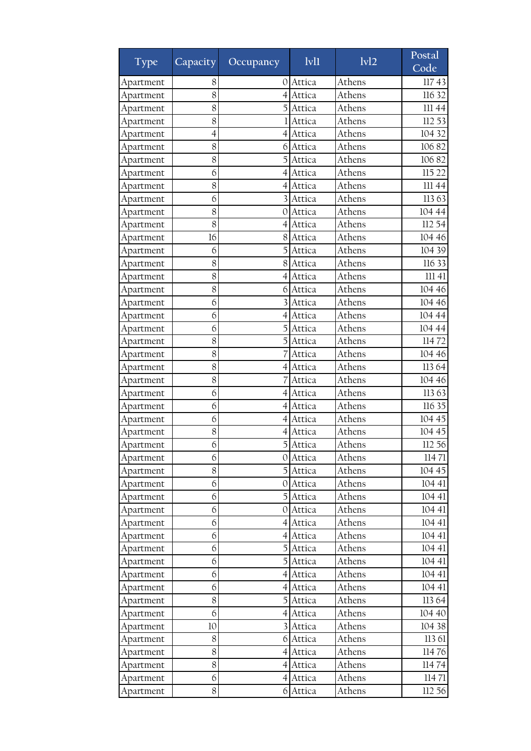| Type | Capacity | Occupancy | lvl1 | lvl2 | Postal Code |
|---|---|---|---|---|---|
| Apartment | 8 | 0 | Attica | Athens | 117 43 |
| Apartment | 8 | 4 | Attica | Athens | 116 32 |
| Apartment | 8 | 5 | Attica | Athens | 111 44 |
| Apartment | 8 | 1 | Attica | Athens | 112 53 |
| Apartment | 4 | 4 | Attica | Athens | 104 32 |
| Apartment | 8 | 6 | Attica | Athens | 106 82 |
| Apartment | 8 | 5 | Attica | Athens | 106 82 |
| Apartment | 6 | 4 | Attica | Athens | 115 22 |
| Apartment | 8 | 4 | Attica | Athens | 111 44 |
| Apartment | 6 | 3 | Attica | Athens | 113 63 |
| Apartment | 8 | 0 | Attica | Athens | 104 44 |
| Apartment | 8 | 4 | Attica | Athens | 112 54 |
| Apartment | 16 | 8 | Attica | Athens | 104 46 |
| Apartment | 6 | 5 | Attica | Athens | 104 39 |
| Apartment | 8 | 8 | Attica | Athens | 116 33 |
| Apartment | 8 | 4 | Attica | Athens | 111 41 |
| Apartment | 8 | 6 | Attica | Athens | 104 46 |
| Apartment | 6 | 3 | Attica | Athens | 104 46 |
| Apartment | 6 | 4 | Attica | Athens | 104 44 |
| Apartment | 6 | 5 | Attica | Athens | 104 44 |
| Apartment | 8 | 5 | Attica | Athens | 114 72 |
| Apartment | 8 | 7 | Attica | Athens | 104 46 |
| Apartment | 8 | 4 | Attica | Athens | 113 64 |
| Apartment | 8 | 7 | Attica | Athens | 104 46 |
| Apartment | 6 | 4 | Attica | Athens | 113 63 |
| Apartment | 6 | 4 | Attica | Athens | 116 35 |
| Apartment | 6 | 4 | Attica | Athens | 104 45 |
| Apartment | 8 | 4 | Attica | Athens | 104 45 |
| Apartment | 6 | 5 | Attica | Athens | 112 56 |
| Apartment | 6 | 0 | Attica | Athens | 114 71 |
| Apartment | 8 | 5 | Attica | Athens | 104 45 |
| Apartment | 6 | 0 | Attica | Athens | 104 41 |
| Apartment | 6 | 5 | Attica | Athens | 104 41 |
| Apartment | 6 | 0 | Attica | Athens | 104 41 |
| Apartment | 6 | 4 | Attica | Athens | 104 41 |
| Apartment | 6 | 4 | Attica | Athens | 104 41 |
| Apartment | 6 | 5 | Attica | Athens | 104 41 |
| Apartment | 6 | 5 | Attica | Athens | 104 41 |
| Apartment | 6 | 4 | Attica | Athens | 104 41 |
| Apartment | 6 | 4 | Attica | Athens | 104 41 |
| Apartment | 8 | 5 | Attica | Athens | 113 64 |
| Apartment | 6 | 4 | Attica | Athens | 104 40 |
| Apartment | 10 | 3 | Attica | Athens | 104 38 |
| Apartment | 8 | 6 | Attica | Athens | 113 61 |
| Apartment | 8 | 4 | Attica | Athens | 114 76 |
| Apartment | 8 | 4 | Attica | Athens | 114 74 |
| Apartment | 6 | 4 | Attica | Athens | 114 71 |
| Apartment | 8 | 6 | Attica | Athens | 112 56 |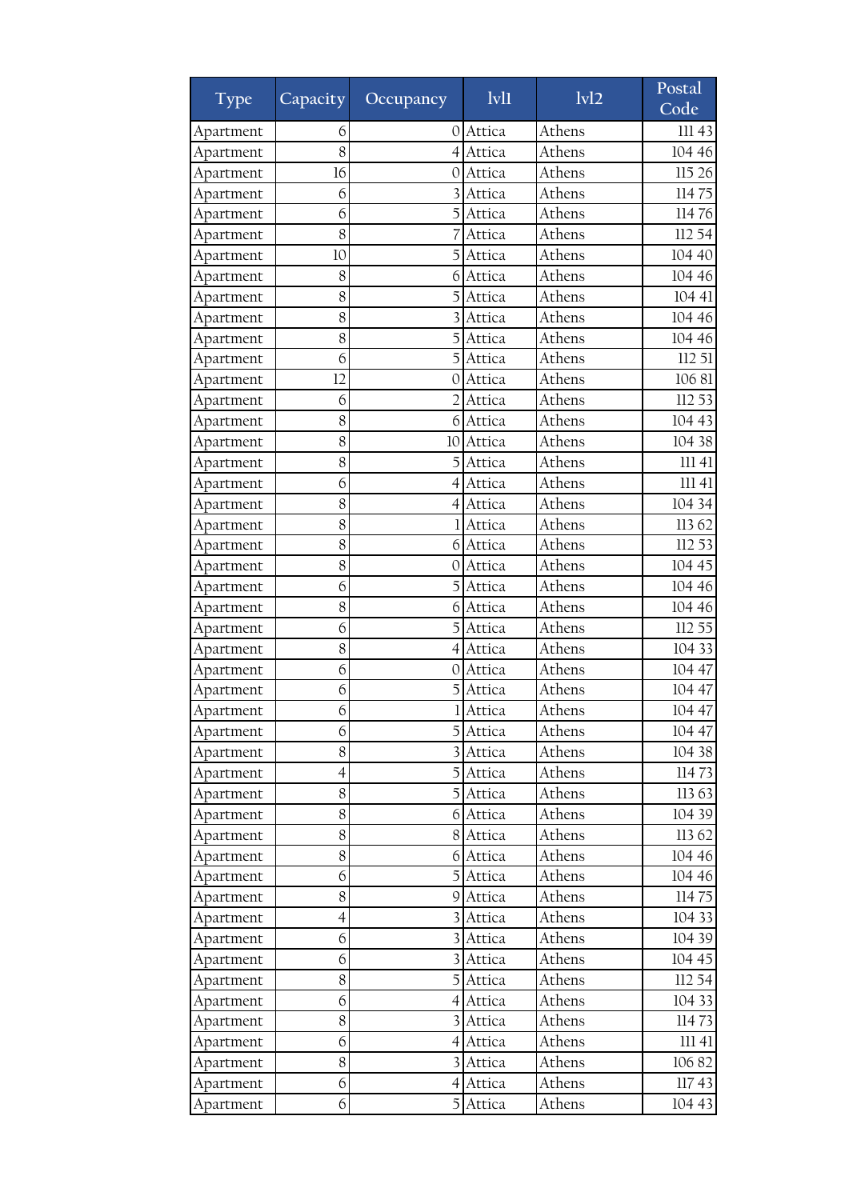| Type | Capacity | Occupancy | lvl1 | lvl2 | Postal Code |
|---|---|---|---|---|---|
| Apartment | 6 | 0 | Attica | Athens | 111 43 |
| Apartment | 8 | 4 | Attica | Athens | 104 46 |
| Apartment | 16 | 0 | Attica | Athens | 115 26 |
| Apartment | 6 | 3 | Attica | Athens | 114 75 |
| Apartment | 6 | 5 | Attica | Athens | 114 76 |
| Apartment | 8 | 7 | Attica | Athens | 112 54 |
| Apartment | 10 | 5 | Attica | Athens | 104 40 |
| Apartment | 8 | 6 | Attica | Athens | 104 46 |
| Apartment | 8 | 5 | Attica | Athens | 104 41 |
| Apartment | 8 | 3 | Attica | Athens | 104 46 |
| Apartment | 8 | 5 | Attica | Athens | 104 46 |
| Apartment | 6 | 5 | Attica | Athens | 112 51 |
| Apartment | 12 | 0 | Attica | Athens | 106 81 |
| Apartment | 6 | 2 | Attica | Athens | 112 53 |
| Apartment | 8 | 6 | Attica | Athens | 104 43 |
| Apartment | 8 | 10 | Attica | Athens | 104 38 |
| Apartment | 8 | 5 | Attica | Athens | 111 41 |
| Apartment | 6 | 4 | Attica | Athens | 111 41 |
| Apartment | 8 | 4 | Attica | Athens | 104 34 |
| Apartment | 8 | 1 | Attica | Athens | 113 62 |
| Apartment | 8 | 6 | Attica | Athens | 112 53 |
| Apartment | 8 | 0 | Attica | Athens | 104 45 |
| Apartment | 6 | 5 | Attica | Athens | 104 46 |
| Apartment | 8 | 6 | Attica | Athens | 104 46 |
| Apartment | 6 | 5 | Attica | Athens | 112 55 |
| Apartment | 8 | 4 | Attica | Athens | 104 33 |
| Apartment | 6 | 0 | Attica | Athens | 104 47 |
| Apartment | 6 | 5 | Attica | Athens | 104 47 |
| Apartment | 6 | 1 | Attica | Athens | 104 47 |
| Apartment | 6 | 5 | Attica | Athens | 104 47 |
| Apartment | 8 | 3 | Attica | Athens | 104 38 |
| Apartment | 4 | 5 | Attica | Athens | 114 73 |
| Apartment | 8 | 5 | Attica | Athens | 113 63 |
| Apartment | 8 | 6 | Attica | Athens | 104 39 |
| Apartment | 8 | 8 | Attica | Athens | 113 62 |
| Apartment | 8 | 6 | Attica | Athens | 104 46 |
| Apartment | 6 | 5 | Attica | Athens | 104 46 |
| Apartment | 8 | 9 | Attica | Athens | 114 75 |
| Apartment | 4 | 3 | Attica | Athens | 104 33 |
| Apartment | 6 | 3 | Attica | Athens | 104 39 |
| Apartment | 6 | 3 | Attica | Athens | 104 45 |
| Apartment | 8 | 5 | Attica | Athens | 112 54 |
| Apartment | 6 | 4 | Attica | Athens | 104 33 |
| Apartment | 8 | 3 | Attica | Athens | 114 73 |
| Apartment | 6 | 4 | Attica | Athens | 111 41 |
| Apartment | 8 | 3 | Attica | Athens | 106 82 |
| Apartment | 6 | 4 | Attica | Athens | 117 43 |
| Apartment | 6 | 5 | Attica | Athens | 104 43 |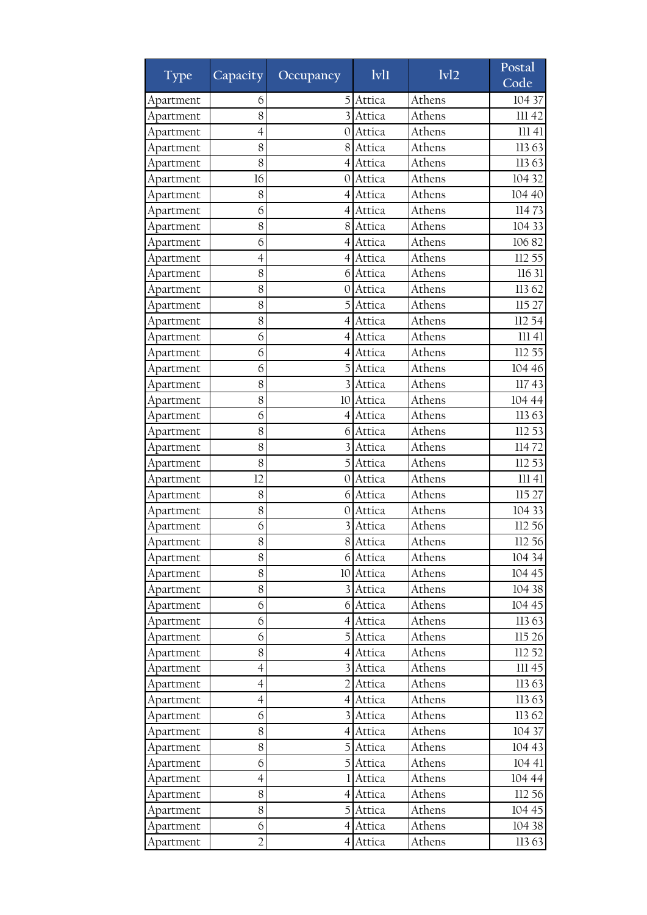| Type | Capacity | Occupancy | lvl1 | lvl2 | Postal Code |
| --- | --- | --- | --- | --- | --- |
| Apartment | 6 | 5 | Attica | Athens | 104 37 |
| Apartment | 8 | 3 | Attica | Athens | 111 42 |
| Apartment | 4 | 0 | Attica | Athens | 111 41 |
| Apartment | 8 | 8 | Attica | Athens | 113 63 |
| Apartment | 8 | 4 | Attica | Athens | 113 63 |
| Apartment | 16 | 0 | Attica | Athens | 104 32 |
| Apartment | 8 | 4 | Attica | Athens | 104 40 |
| Apartment | 6 | 4 | Attica | Athens | 114 73 |
| Apartment | 8 | 8 | Attica | Athens | 104 33 |
| Apartment | 6 | 4 | Attica | Athens | 106 82 |
| Apartment | 4 | 4 | Attica | Athens | 112 55 |
| Apartment | 8 | 6 | Attica | Athens | 116 31 |
| Apartment | 8 | 0 | Attica | Athens | 113 62 |
| Apartment | 8 | 5 | Attica | Athens | 115 27 |
| Apartment | 8 | 4 | Attica | Athens | 112 54 |
| Apartment | 6 | 4 | Attica | Athens | 111 41 |
| Apartment | 6 | 4 | Attica | Athens | 112 55 |
| Apartment | 6 | 5 | Attica | Athens | 104 46 |
| Apartment | 8 | 3 | Attica | Athens | 117 43 |
| Apartment | 8 | 10 | Attica | Athens | 104 44 |
| Apartment | 6 | 4 | Attica | Athens | 113 63 |
| Apartment | 8 | 6 | Attica | Athens | 112 53 |
| Apartment | 8 | 3 | Attica | Athens | 114 72 |
| Apartment | 8 | 5 | Attica | Athens | 112 53 |
| Apartment | 12 | 0 | Attica | Athens | 111 41 |
| Apartment | 8 | 6 | Attica | Athens | 115 27 |
| Apartment | 8 | 0 | Attica | Athens | 104 33 |
| Apartment | 6 | 3 | Attica | Athens | 112 56 |
| Apartment | 8 | 8 | Attica | Athens | 112 56 |
| Apartment | 8 | 6 | Attica | Athens | 104 34 |
| Apartment | 8 | 10 | Attica | Athens | 104 45 |
| Apartment | 8 | 3 | Attica | Athens | 104 38 |
| Apartment | 6 | 6 | Attica | Athens | 104 45 |
| Apartment | 6 | 4 | Attica | Athens | 113 63 |
| Apartment | 6 | 5 | Attica | Athens | 115 26 |
| Apartment | 8 | 4 | Attica | Athens | 112 52 |
| Apartment | 4 | 3 | Attica | Athens | 111 45 |
| Apartment | 4 | 2 | Attica | Athens | 113 63 |
| Apartment | 4 | 4 | Attica | Athens | 113 63 |
| Apartment | 6 | 3 | Attica | Athens | 113 62 |
| Apartment | 8 | 4 | Attica | Athens | 104 37 |
| Apartment | 8 | 5 | Attica | Athens | 104 43 |
| Apartment | 6 | 5 | Attica | Athens | 104 41 |
| Apartment | 4 | 1 | Attica | Athens | 104 44 |
| Apartment | 8 | 4 | Attica | Athens | 112 56 |
| Apartment | 8 | 5 | Attica | Athens | 104 45 |
| Apartment | 6 | 4 | Attica | Athens | 104 38 |
| Apartment | 2 | 4 | Attica | Athens | 113 63 |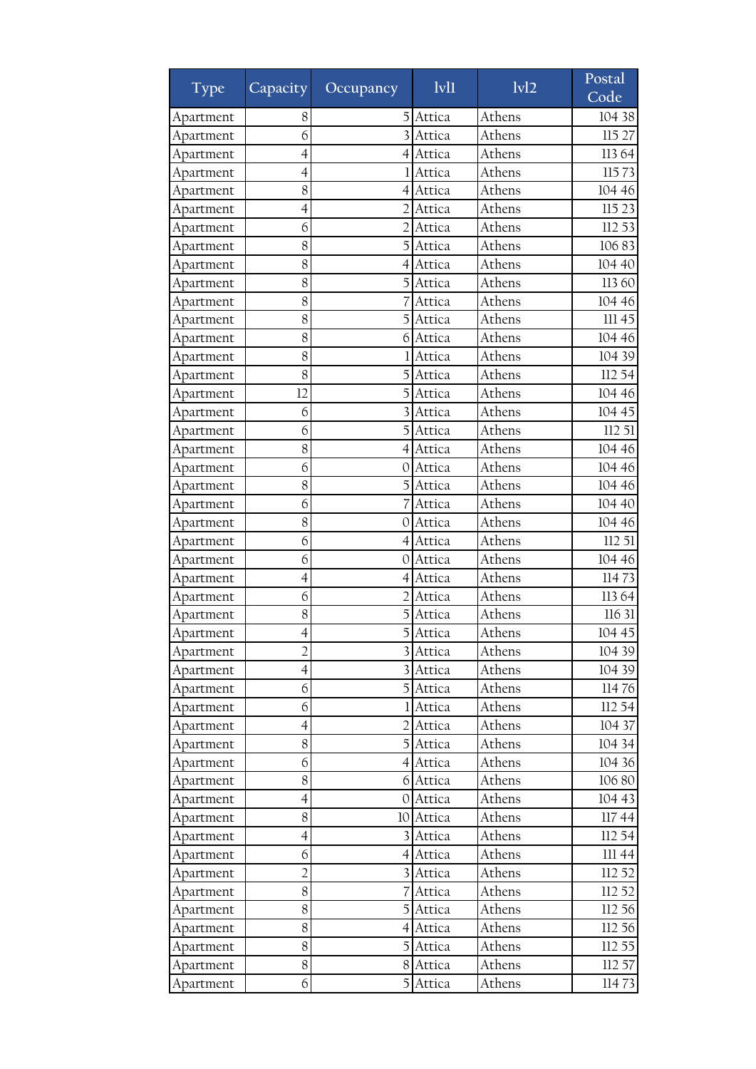| Type | Capacity | Occupancy | lvl1 | lvl2 | Postal Code |
|---|---|---|---|---|---|
| Apartment | 8 | 5 | Attica | Athens | 104 38 |
| Apartment | 6 | 3 | Attica | Athens | 115 27 |
| Apartment | 4 | 4 | Attica | Athens | 113 64 |
| Apartment | 4 | 1 | Attica | Athens | 115 73 |
| Apartment | 8 | 4 | Attica | Athens | 104 46 |
| Apartment | 4 | 2 | Attica | Athens | 115 23 |
| Apartment | 6 | 2 | Attica | Athens | 112 53 |
| Apartment | 8 | 5 | Attica | Athens | 106 83 |
| Apartment | 8 | 4 | Attica | Athens | 104 40 |
| Apartment | 8 | 5 | Attica | Athens | 113 60 |
| Apartment | 8 | 7 | Attica | Athens | 104 46 |
| Apartment | 8 | 5 | Attica | Athens | 111 45 |
| Apartment | 8 | 6 | Attica | Athens | 104 46 |
| Apartment | 8 | 1 | Attica | Athens | 104 39 |
| Apartment | 8 | 5 | Attica | Athens | 112 54 |
| Apartment | 12 | 5 | Attica | Athens | 104 46 |
| Apartment | 6 | 3 | Attica | Athens | 104 45 |
| Apartment | 6 | 5 | Attica | Athens | 112 51 |
| Apartment | 8 | 4 | Attica | Athens | 104 46 |
| Apartment | 6 | 0 | Attica | Athens | 104 46 |
| Apartment | 8 | 5 | Attica | Athens | 104 46 |
| Apartment | 6 | 7 | Attica | Athens | 104 40 |
| Apartment | 8 | 0 | Attica | Athens | 104 46 |
| Apartment | 6 | 4 | Attica | Athens | 112 51 |
| Apartment | 6 | 0 | Attica | Athens | 104 46 |
| Apartment | 4 | 4 | Attica | Athens | 114 73 |
| Apartment | 6 | 2 | Attica | Athens | 113 64 |
| Apartment | 8 | 5 | Attica | Athens | 116 31 |
| Apartment | 4 | 5 | Attica | Athens | 104 45 |
| Apartment | 2 | 3 | Attica | Athens | 104 39 |
| Apartment | 4 | 3 | Attica | Athens | 104 39 |
| Apartment | 6 | 5 | Attica | Athens | 114 76 |
| Apartment | 6 | 1 | Attica | Athens | 112 54 |
| Apartment | 4 | 2 | Attica | Athens | 104 37 |
| Apartment | 8 | 5 | Attica | Athens | 104 34 |
| Apartment | 6 | 4 | Attica | Athens | 104 36 |
| Apartment | 8 | 6 | Attica | Athens | 106 80 |
| Apartment | 4 | 0 | Attica | Athens | 104 43 |
| Apartment | 8 | 10 | Attica | Athens | 117 44 |
| Apartment | 4 | 3 | Attica | Athens | 112 54 |
| Apartment | 6 | 4 | Attica | Athens | 111 44 |
| Apartment | 2 | 3 | Attica | Athens | 112 52 |
| Apartment | 8 | 7 | Attica | Athens | 112 52 |
| Apartment | 8 | 5 | Attica | Athens | 112 56 |
| Apartment | 8 | 4 | Attica | Athens | 112 56 |
| Apartment | 8 | 5 | Attica | Athens | 112 55 |
| Apartment | 8 | 8 | Attica | Athens | 112 57 |
| Apartment | 6 | 5 | Attica | Athens | 114 73 |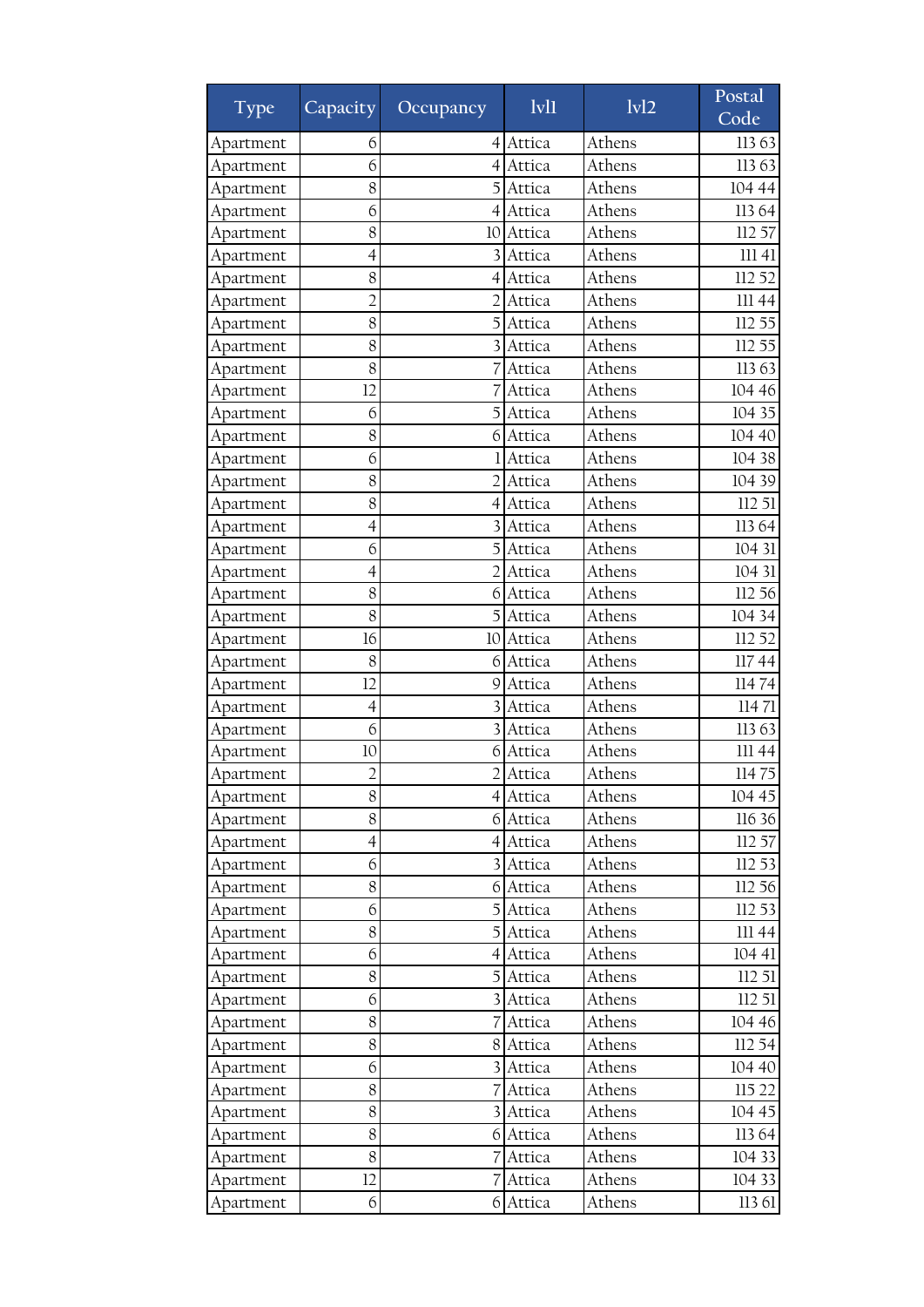| Type | Capacity | Occupancy | lvl1 | lvl2 | Postal Code |
|---|---|---|---|---|---|
| Apartment | 6 | 4 | Attica | Athens | 113 63 |
| Apartment | 6 | 4 | Attica | Athens | 113 63 |
| Apartment | 8 | 5 | Attica | Athens | 104 44 |
| Apartment | 6 | 4 | Attica | Athens | 113 64 |
| Apartment | 8 | 10 | Attica | Athens | 112 57 |
| Apartment | 4 | 3 | Attica | Athens | 111 41 |
| Apartment | 8 | 4 | Attica | Athens | 112 52 |
| Apartment | 2 | 2 | Attica | Athens | 111 44 |
| Apartment | 8 | 5 | Attica | Athens | 112 55 |
| Apartment | 8 | 3 | Attica | Athens | 112 55 |
| Apartment | 8 | 7 | Attica | Athens | 113 63 |
| Apartment | 12 | 7 | Attica | Athens | 104 46 |
| Apartment | 6 | 5 | Attica | Athens | 104 35 |
| Apartment | 8 | 6 | Attica | Athens | 104 40 |
| Apartment | 6 | 1 | Attica | Athens | 104 38 |
| Apartment | 8 | 2 | Attica | Athens | 104 39 |
| Apartment | 8 | 4 | Attica | Athens | 112 51 |
| Apartment | 4 | 3 | Attica | Athens | 113 64 |
| Apartment | 6 | 5 | Attica | Athens | 104 31 |
| Apartment | 4 | 2 | Attica | Athens | 104 31 |
| Apartment | 8 | 6 | Attica | Athens | 112 56 |
| Apartment | 8 | 5 | Attica | Athens | 104 34 |
| Apartment | 16 | 10 | Attica | Athens | 112 52 |
| Apartment | 8 | 6 | Attica | Athens | 117 44 |
| Apartment | 12 | 9 | Attica | Athens | 114 74 |
| Apartment | 4 | 3 | Attica | Athens | 114 71 |
| Apartment | 6 | 3 | Attica | Athens | 113 63 |
| Apartment | 10 | 6 | Attica | Athens | 111 44 |
| Apartment | 2 | 2 | Attica | Athens | 114 75 |
| Apartment | 8 | 4 | Attica | Athens | 104 45 |
| Apartment | 8 | 6 | Attica | Athens | 116 36 |
| Apartment | 4 | 4 | Attica | Athens | 112 57 |
| Apartment | 6 | 3 | Attica | Athens | 112 53 |
| Apartment | 8 | 6 | Attica | Athens | 112 56 |
| Apartment | 6 | 5 | Attica | Athens | 112 53 |
| Apartment | 8 | 5 | Attica | Athens | 111 44 |
| Apartment | 6 | 4 | Attica | Athens | 104 41 |
| Apartment | 8 | 5 | Attica | Athens | 112 51 |
| Apartment | 6 | 3 | Attica | Athens | 112 51 |
| Apartment | 8 | 7 | Attica | Athens | 104 46 |
| Apartment | 8 | 8 | Attica | Athens | 112 54 |
| Apartment | 6 | 3 | Attica | Athens | 104 40 |
| Apartment | 8 | 7 | Attica | Athens | 115 22 |
| Apartment | 8 | 3 | Attica | Athens | 104 45 |
| Apartment | 8 | 6 | Attica | Athens | 113 64 |
| Apartment | 8 | 7 | Attica | Athens | 104 33 |
| Apartment | 12 | 7 | Attica | Athens | 104 33 |
| Apartment | 6 | 6 | Attica | Athens | 113 61 |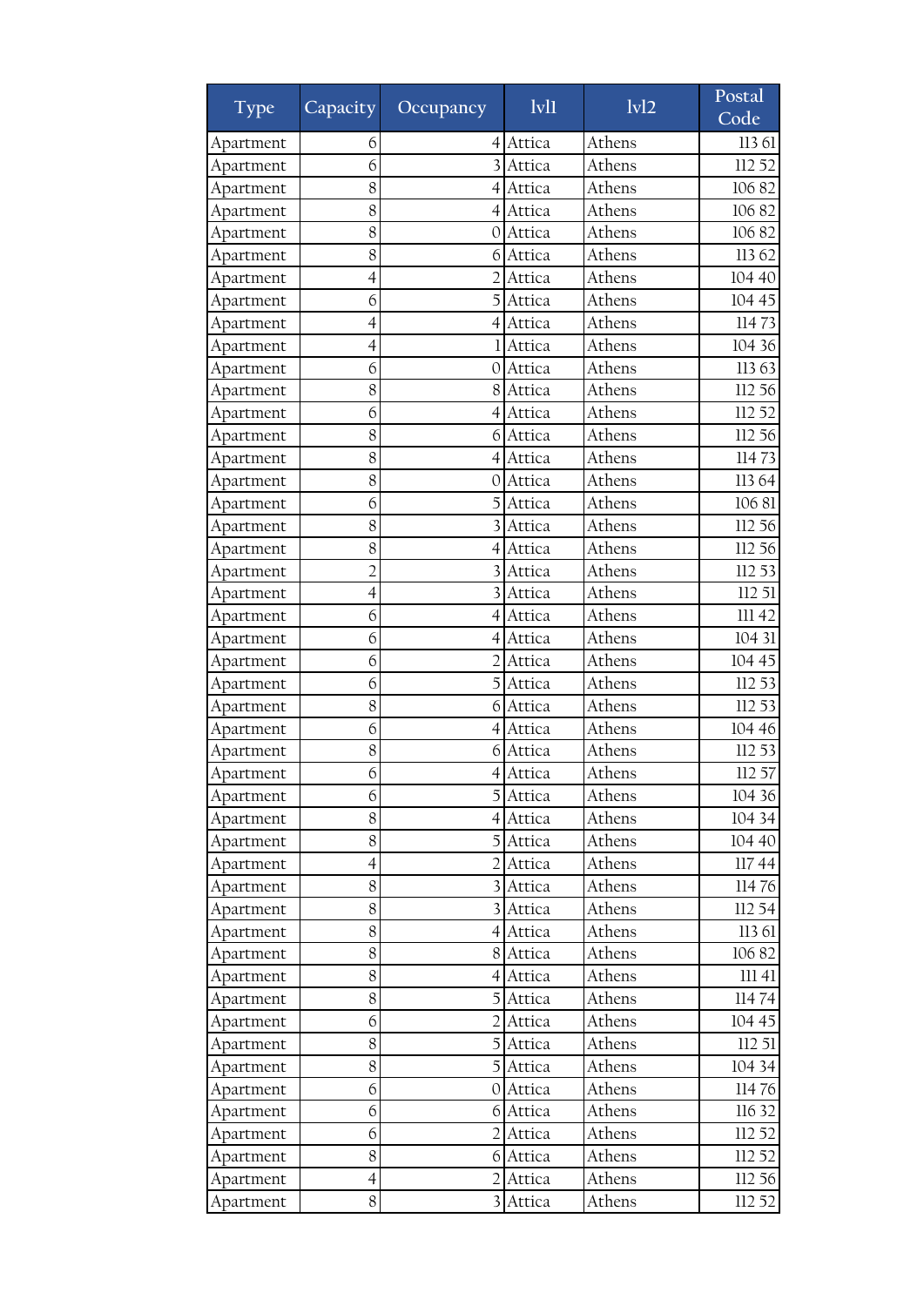| Type | Capacity | Occupancy | lvl1 | lvl2 | Postal Code |
|---|---|---|---|---|---|
| Apartment | 6 | 4 | Attica | Athens | 113 61 |
| Apartment | 6 | 3 | Attica | Athens | 112 52 |
| Apartment | 8 | 4 | Attica | Athens | 106 82 |
| Apartment | 8 | 4 | Attica | Athens | 106 82 |
| Apartment | 8 | 0 | Attica | Athens | 106 82 |
| Apartment | 8 | 6 | Attica | Athens | 113 62 |
| Apartment | 4 | 2 | Attica | Athens | 104 40 |
| Apartment | 6 | 5 | Attica | Athens | 104 45 |
| Apartment | 4 | 4 | Attica | Athens | 114 73 |
| Apartment | 4 | 1 | Attica | Athens | 104 36 |
| Apartment | 6 | 0 | Attica | Athens | 113 63 |
| Apartment | 8 | 8 | Attica | Athens | 112 56 |
| Apartment | 6 | 4 | Attica | Athens | 112 52 |
| Apartment | 8 | 6 | Attica | Athens | 112 56 |
| Apartment | 8 | 4 | Attica | Athens | 114 73 |
| Apartment | 8 | 0 | Attica | Athens | 113 64 |
| Apartment | 6 | 5 | Attica | Athens | 106 81 |
| Apartment | 8 | 3 | Attica | Athens | 112 56 |
| Apartment | 8 | 4 | Attica | Athens | 112 56 |
| Apartment | 2 | 3 | Attica | Athens | 112 53 |
| Apartment | 4 | 3 | Attica | Athens | 112 51 |
| Apartment | 6 | 4 | Attica | Athens | 111 42 |
| Apartment | 6 | 4 | Attica | Athens | 104 31 |
| Apartment | 6 | 2 | Attica | Athens | 104 45 |
| Apartment | 6 | 5 | Attica | Athens | 112 53 |
| Apartment | 8 | 6 | Attica | Athens | 112 53 |
| Apartment | 6 | 4 | Attica | Athens | 104 46 |
| Apartment | 8 | 6 | Attica | Athens | 112 53 |
| Apartment | 6 | 4 | Attica | Athens | 112 57 |
| Apartment | 6 | 5 | Attica | Athens | 104 36 |
| Apartment | 8 | 4 | Attica | Athens | 104 34 |
| Apartment | 8 | 5 | Attica | Athens | 104 40 |
| Apartment | 4 | 2 | Attica | Athens | 117 44 |
| Apartment | 8 | 3 | Attica | Athens | 114 76 |
| Apartment | 8 | 3 | Attica | Athens | 112 54 |
| Apartment | 8 | 4 | Attica | Athens | 113 61 |
| Apartment | 8 | 8 | Attica | Athens | 106 82 |
| Apartment | 8 | 4 | Attica | Athens | 111 41 |
| Apartment | 8 | 5 | Attica | Athens | 114 74 |
| Apartment | 6 | 2 | Attica | Athens | 104 45 |
| Apartment | 8 | 5 | Attica | Athens | 112 51 |
| Apartment | 8 | 5 | Attica | Athens | 104 34 |
| Apartment | 6 | 0 | Attica | Athens | 114 76 |
| Apartment | 6 | 6 | Attica | Athens | 116 32 |
| Apartment | 6 | 2 | Attica | Athens | 112 52 |
| Apartment | 8 | 6 | Attica | Athens | 112 52 |
| Apartment | 4 | 2 | Attica | Athens | 112 56 |
| Apartment | 8 | 3 | Attica | Athens | 112 52 |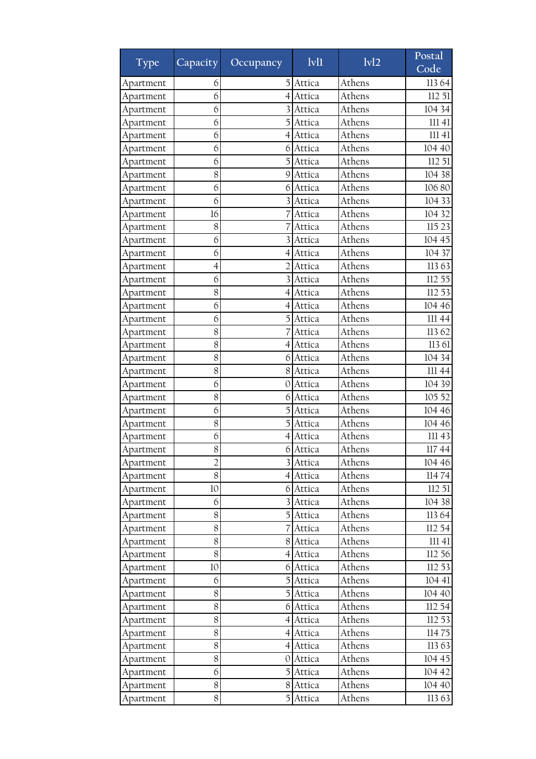| Type | Capacity | Occupancy | lvl1 | lvl2 | Postal Code |
|---|---|---|---|---|---|
| Apartment | 6 | 5 | Attica | Athens | 113 64 |
| Apartment | 6 | 4 | Attica | Athens | 112 51 |
| Apartment | 6 | 3 | Attica | Athens | 104 34 |
| Apartment | 6 | 5 | Attica | Athens | 111 41 |
| Apartment | 6 | 4 | Attica | Athens | 111 41 |
| Apartment | 6 | 6 | Attica | Athens | 104 40 |
| Apartment | 6 | 5 | Attica | Athens | 112 51 |
| Apartment | 8 | 9 | Attica | Athens | 104 38 |
| Apartment | 6 | 6 | Attica | Athens | 106 80 |
| Apartment | 6 | 3 | Attica | Athens | 104 33 |
| Apartment | 16 | 7 | Attica | Athens | 104 32 |
| Apartment | 8 | 7 | Attica | Athens | 115 23 |
| Apartment | 6 | 3 | Attica | Athens | 104 45 |
| Apartment | 6 | 4 | Attica | Athens | 104 37 |
| Apartment | 4 | 2 | Attica | Athens | 113 63 |
| Apartment | 6 | 3 | Attica | Athens | 112 55 |
| Apartment | 8 | 4 | Attica | Athens | 112 53 |
| Apartment | 6 | 4 | Attica | Athens | 104 46 |
| Apartment | 6 | 5 | Attica | Athens | 111 44 |
| Apartment | 8 | 7 | Attica | Athens | 113 62 |
| Apartment | 8 | 4 | Attica | Athens | 113 61 |
| Apartment | 8 | 6 | Attica | Athens | 104 34 |
| Apartment | 8 | 8 | Attica | Athens | 111 44 |
| Apartment | 6 | 0 | Attica | Athens | 104 39 |
| Apartment | 8 | 6 | Attica | Athens | 105 52 |
| Apartment | 6 | 5 | Attica | Athens | 104 46 |
| Apartment | 8 | 5 | Attica | Athens | 104 46 |
| Apartment | 6 | 4 | Attica | Athens | 111 43 |
| Apartment | 8 | 6 | Attica | Athens | 117 44 |
| Apartment | 2 | 3 | Attica | Athens | 104 46 |
| Apartment | 8 | 4 | Attica | Athens | 114 74 |
| Apartment | 10 | 6 | Attica | Athens | 112 51 |
| Apartment | 6 | 3 | Attica | Athens | 104 38 |
| Apartment | 8 | 5 | Attica | Athens | 113 64 |
| Apartment | 8 | 7 | Attica | Athens | 112 54 |
| Apartment | 8 | 8 | Attica | Athens | 111 41 |
| Apartment | 8 | 4 | Attica | Athens | 112 56 |
| Apartment | 10 | 6 | Attica | Athens | 112 53 |
| Apartment | 6 | 5 | Attica | Athens | 104 41 |
| Apartment | 8 | 5 | Attica | Athens | 104 40 |
| Apartment | 8 | 6 | Attica | Athens | 112 54 |
| Apartment | 8 | 4 | Attica | Athens | 112 53 |
| Apartment | 8 | 4 | Attica | Athens | 114 75 |
| Apartment | 8 | 4 | Attica | Athens | 113 63 |
| Apartment | 8 | 0 | Attica | Athens | 104 45 |
| Apartment | 6 | 5 | Attica | Athens | 104 42 |
| Apartment | 8 | 8 | Attica | Athens | 104 40 |
| Apartment | 8 | 5 | Attica | Athens | 113 63 |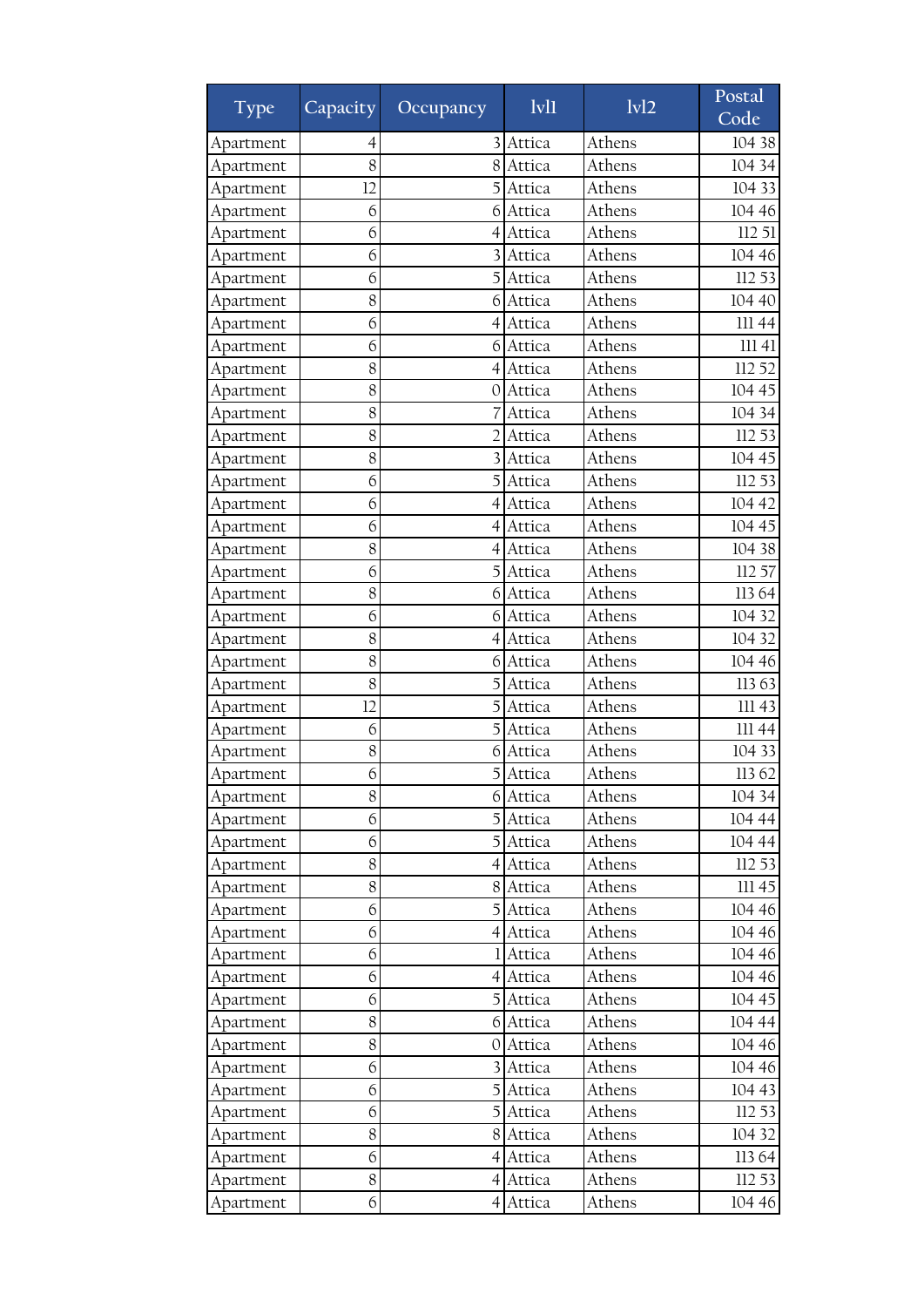| Type | Capacity | Occupancy | lvl1 | lvl2 | Postal Code |
| --- | --- | --- | --- | --- | --- |
| Apartment | 4 | 3 | Attica | Athens | 104 38 |
| Apartment | 8 | 8 | Attica | Athens | 104 34 |
| Apartment | 12 | 5 | Attica | Athens | 104 33 |
| Apartment | 6 | 6 | Attica | Athens | 104 46 |
| Apartment | 6 | 4 | Attica | Athens | 112 51 |
| Apartment | 6 | 3 | Attica | Athens | 104 46 |
| Apartment | 6 | 5 | Attica | Athens | 112 53 |
| Apartment | 8 | 6 | Attica | Athens | 104 40 |
| Apartment | 6 | 4 | Attica | Athens | 111 44 |
| Apartment | 6 | 6 | Attica | Athens | 111 41 |
| Apartment | 8 | 4 | Attica | Athens | 112 52 |
| Apartment | 8 | 0 | Attica | Athens | 104 45 |
| Apartment | 8 | 7 | Attica | Athens | 104 34 |
| Apartment | 8 | 2 | Attica | Athens | 112 53 |
| Apartment | 8 | 3 | Attica | Athens | 104 45 |
| Apartment | 6 | 5 | Attica | Athens | 112 53 |
| Apartment | 6 | 4 | Attica | Athens | 104 42 |
| Apartment | 6 | 4 | Attica | Athens | 104 45 |
| Apartment | 8 | 4 | Attica | Athens | 104 38 |
| Apartment | 6 | 5 | Attica | Athens | 112 57 |
| Apartment | 8 | 6 | Attica | Athens | 113 64 |
| Apartment | 6 | 6 | Attica | Athens | 104 32 |
| Apartment | 8 | 4 | Attica | Athens | 104 32 |
| Apartment | 8 | 6 | Attica | Athens | 104 46 |
| Apartment | 8 | 5 | Attica | Athens | 113 63 |
| Apartment | 12 | 5 | Attica | Athens | 111 43 |
| Apartment | 6 | 5 | Attica | Athens | 111 44 |
| Apartment | 8 | 6 | Attica | Athens | 104 33 |
| Apartment | 6 | 5 | Attica | Athens | 113 62 |
| Apartment | 8 | 6 | Attica | Athens | 104 34 |
| Apartment | 6 | 5 | Attica | Athens | 104 44 |
| Apartment | 6 | 5 | Attica | Athens | 104 44 |
| Apartment | 8 | 4 | Attica | Athens | 112 53 |
| Apartment | 8 | 8 | Attica | Athens | 111 45 |
| Apartment | 6 | 5 | Attica | Athens | 104 46 |
| Apartment | 6 | 4 | Attica | Athens | 104 46 |
| Apartment | 6 | 1 | Attica | Athens | 104 46 |
| Apartment | 6 | 4 | Attica | Athens | 104 46 |
| Apartment | 6 | 5 | Attica | Athens | 104 45 |
| Apartment | 8 | 6 | Attica | Athens | 104 44 |
| Apartment | 8 | 0 | Attica | Athens | 104 46 |
| Apartment | 6 | 3 | Attica | Athens | 104 46 |
| Apartment | 6 | 5 | Attica | Athens | 104 43 |
| Apartment | 6 | 5 | Attica | Athens | 112 53 |
| Apartment | 8 | 8 | Attica | Athens | 104 32 |
| Apartment | 6 | 4 | Attica | Athens | 113 64 |
| Apartment | 8 | 4 | Attica | Athens | 112 53 |
| Apartment | 6 | 4 | Attica | Athens | 104 46 |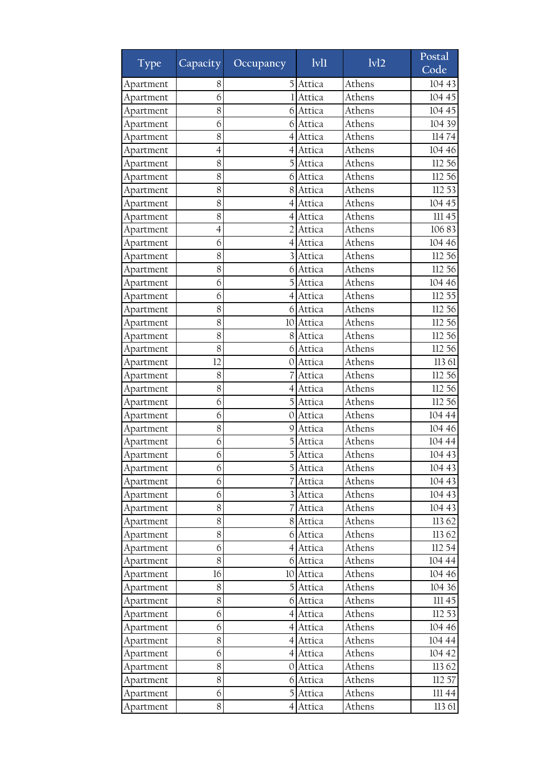| Type | Capacity | Occupancy | lvl1 | lvl2 | Postal Code |
|---|---|---|---|---|---|
| Apartment | 8 | 5 | Attica | Athens | 104 43 |
| Apartment | 6 | 1 | Attica | Athens | 104 45 |
| Apartment | 8 | 6 | Attica | Athens | 104 45 |
| Apartment | 6 | 6 | Attica | Athens | 104 39 |
| Apartment | 8 | 4 | Attica | Athens | 114 74 |
| Apartment | 4 | 4 | Attica | Athens | 104 46 |
| Apartment | 8 | 5 | Attica | Athens | 112 56 |
| Apartment | 8 | 6 | Attica | Athens | 112 56 |
| Apartment | 8 | 8 | Attica | Athens | 112 53 |
| Apartment | 8 | 4 | Attica | Athens | 104 45 |
| Apartment | 8 | 4 | Attica | Athens | 111 45 |
| Apartment | 4 | 2 | Attica | Athens | 106 83 |
| Apartment | 6 | 4 | Attica | Athens | 104 46 |
| Apartment | 8 | 3 | Attica | Athens | 112 56 |
| Apartment | 8 | 6 | Attica | Athens | 112 56 |
| Apartment | 6 | 5 | Attica | Athens | 104 46 |
| Apartment | 6 | 4 | Attica | Athens | 112 55 |
| Apartment | 8 | 6 | Attica | Athens | 112 56 |
| Apartment | 8 | 10 | Attica | Athens | 112 56 |
| Apartment | 8 | 8 | Attica | Athens | 112 56 |
| Apartment | 8 | 6 | Attica | Athens | 112 56 |
| Apartment | 12 | 0 | Attica | Athens | 113 61 |
| Apartment | 8 | 7 | Attica | Athens | 112 56 |
| Apartment | 8 | 4 | Attica | Athens | 112 56 |
| Apartment | 6 | 5 | Attica | Athens | 112 56 |
| Apartment | 6 | 0 | Attica | Athens | 104 44 |
| Apartment | 8 | 9 | Attica | Athens | 104 46 |
| Apartment | 6 | 5 | Attica | Athens | 104 44 |
| Apartment | 6 | 5 | Attica | Athens | 104 43 |
| Apartment | 6 | 5 | Attica | Athens | 104 43 |
| Apartment | 6 | 7 | Attica | Athens | 104 43 |
| Apartment | 6 | 3 | Attica | Athens | 104 43 |
| Apartment | 8 | 7 | Attica | Athens | 104 43 |
| Apartment | 8 | 8 | Attica | Athens | 113 62 |
| Apartment | 8 | 6 | Attica | Athens | 113 62 |
| Apartment | 6 | 4 | Attica | Athens | 112 54 |
| Apartment | 8 | 6 | Attica | Athens | 104 44 |
| Apartment | 16 | 10 | Attica | Athens | 104 46 |
| Apartment | 8 | 5 | Attica | Athens | 104 36 |
| Apartment | 8 | 6 | Attica | Athens | 111 45 |
| Apartment | 6 | 4 | Attica | Athens | 112 53 |
| Apartment | 6 | 4 | Attica | Athens | 104 46 |
| Apartment | 8 | 4 | Attica | Athens | 104 44 |
| Apartment | 6 | 4 | Attica | Athens | 104 42 |
| Apartment | 8 | 0 | Attica | Athens | 113 62 |
| Apartment | 8 | 6 | Attica | Athens | 112 57 |
| Apartment | 6 | 5 | Attica | Athens | 111 44 |
| Apartment | 8 | 4 | Attica | Athens | 113 61 |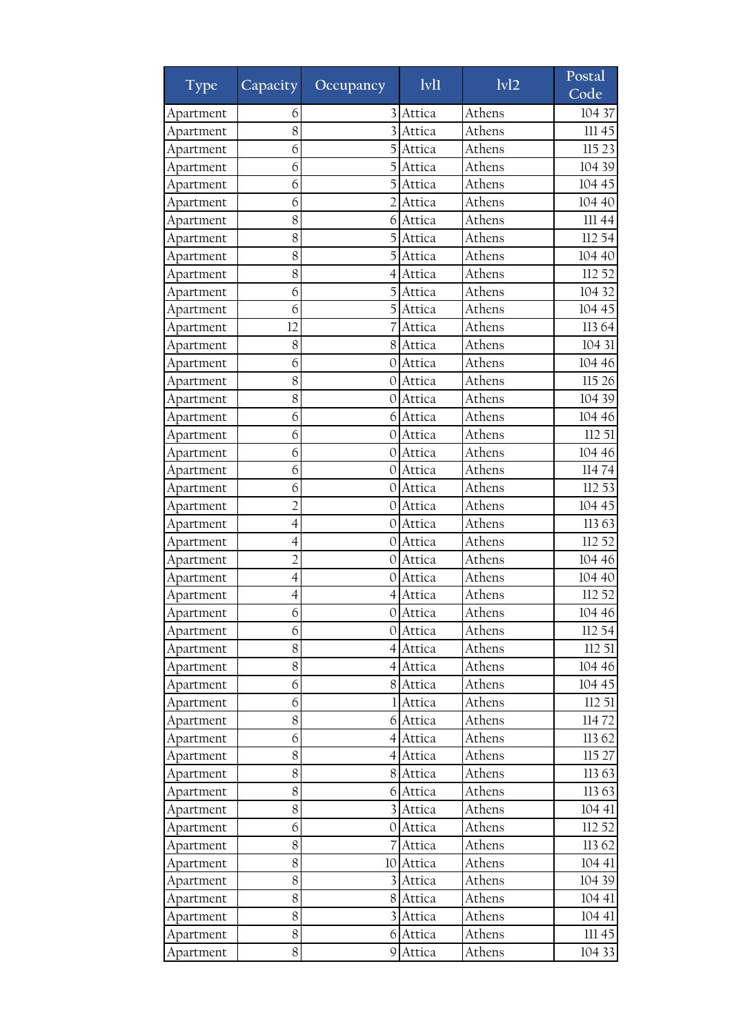| Type | Capacity | Occupancy | lvl1 | lvl2 | Postal Code |
|---|---|---|---|---|---|
| Apartment | 6 | 3 | Attica | Athens | 104 37 |
| Apartment | 8 | 3 | Attica | Athens | 111 45 |
| Apartment | 6 | 5 | Attica | Athens | 115 23 |
| Apartment | 6 | 5 | Attica | Athens | 104 39 |
| Apartment | 6 | 5 | Attica | Athens | 104 45 |
| Apartment | 6 | 2 | Attica | Athens | 104 40 |
| Apartment | 8 | 6 | Attica | Athens | 111 44 |
| Apartment | 8 | 5 | Attica | Athens | 112 54 |
| Apartment | 8 | 5 | Attica | Athens | 104 40 |
| Apartment | 8 | 4 | Attica | Athens | 112 52 |
| Apartment | 6 | 5 | Attica | Athens | 104 32 |
| Apartment | 6 | 5 | Attica | Athens | 104 45 |
| Apartment | 12 | 7 | Attica | Athens | 113 64 |
| Apartment | 8 | 8 | Attica | Athens | 104 31 |
| Apartment | 6 | 0 | Attica | Athens | 104 46 |
| Apartment | 8 | 0 | Attica | Athens | 115 26 |
| Apartment | 8 | 0 | Attica | Athens | 104 39 |
| Apartment | 6 | 6 | Attica | Athens | 104 46 |
| Apartment | 6 | 0 | Attica | Athens | 112 51 |
| Apartment | 6 | 0 | Attica | Athens | 104 46 |
| Apartment | 6 | 0 | Attica | Athens | 114 74 |
| Apartment | 6 | 0 | Attica | Athens | 112 53 |
| Apartment | 2 | 0 | Attica | Athens | 104 45 |
| Apartment | 4 | 0 | Attica | Athens | 113 63 |
| Apartment | 4 | 0 | Attica | Athens | 112 52 |
| Apartment | 2 | 0 | Attica | Athens | 104 46 |
| Apartment | 4 | 0 | Attica | Athens | 104 40 |
| Apartment | 4 | 4 | Attica | Athens | 112 52 |
| Apartment | 6 | 0 | Attica | Athens | 104 46 |
| Apartment | 6 | 0 | Attica | Athens | 112 54 |
| Apartment | 8 | 4 | Attica | Athens | 112 51 |
| Apartment | 8 | 4 | Attica | Athens | 104 46 |
| Apartment | 6 | 8 | Attica | Athens | 104 45 |
| Apartment | 6 | 1 | Attica | Athens | 112 51 |
| Apartment | 8 | 6 | Attica | Athens | 114 72 |
| Apartment | 6 | 4 | Attica | Athens | 113 62 |
| Apartment | 8 | 4 | Attica | Athens | 115 27 |
| Apartment | 8 | 8 | Attica | Athens | 113 63 |
| Apartment | 8 | 6 | Attica | Athens | 113 63 |
| Apartment | 8 | 3 | Attica | Athens | 104 41 |
| Apartment | 6 | 0 | Attica | Athens | 112 52 |
| Apartment | 8 | 7 | Attica | Athens | 113 62 |
| Apartment | 8 | 10 | Attica | Athens | 104 41 |
| Apartment | 8 | 3 | Attica | Athens | 104 39 |
| Apartment | 8 | 8 | Attica | Athens | 104 41 |
| Apartment | 8 | 3 | Attica | Athens | 104 41 |
| Apartment | 8 | 6 | Attica | Athens | 111 45 |
| Apartment | 8 | 9 | Attica | Athens | 104 33 |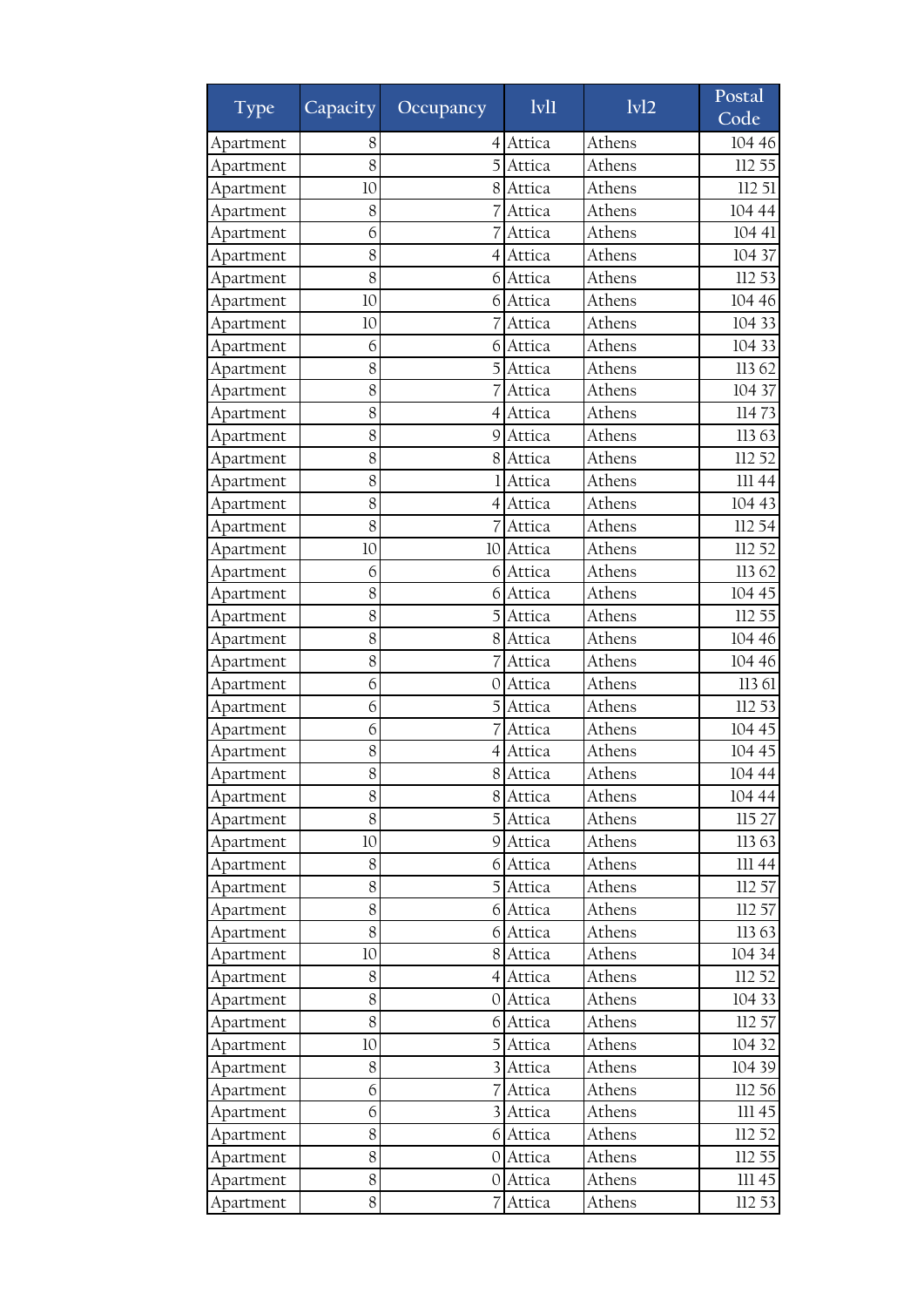| Type | Capacity | Occupancy | lvl1 | lvl2 | Postal Code |
|---|---|---|---|---|---|
| Apartment | 8 | 4 | Attica | Athens | 104 46 |
| Apartment | 8 | 5 | Attica | Athens | 112 55 |
| Apartment | 10 | 8 | Attica | Athens | 112 51 |
| Apartment | 8 | 7 | Attica | Athens | 104 44 |
| Apartment | 6 | 7 | Attica | Athens | 104 41 |
| Apartment | 8 | 4 | Attica | Athens | 104 37 |
| Apartment | 8 | 6 | Attica | Athens | 112 53 |
| Apartment | 10 | 6 | Attica | Athens | 104 46 |
| Apartment | 10 | 7 | Attica | Athens | 104 33 |
| Apartment | 6 | 6 | Attica | Athens | 104 33 |
| Apartment | 8 | 5 | Attica | Athens | 113 62 |
| Apartment | 8 | 7 | Attica | Athens | 104 37 |
| Apartment | 8 | 4 | Attica | Athens | 114 73 |
| Apartment | 8 | 9 | Attica | Athens | 113 63 |
| Apartment | 8 | 8 | Attica | Athens | 112 52 |
| Apartment | 8 | 1 | Attica | Athens | 111 44 |
| Apartment | 8 | 4 | Attica | Athens | 104 43 |
| Apartment | 8 | 7 | Attica | Athens | 112 54 |
| Apartment | 10 | 10 | Attica | Athens | 112 52 |
| Apartment | 6 | 6 | Attica | Athens | 113 62 |
| Apartment | 8 | 6 | Attica | Athens | 104 45 |
| Apartment | 8 | 5 | Attica | Athens | 112 55 |
| Apartment | 8 | 8 | Attica | Athens | 104 46 |
| Apartment | 8 | 7 | Attica | Athens | 104 46 |
| Apartment | 6 | 0 | Attica | Athens | 113 61 |
| Apartment | 6 | 5 | Attica | Athens | 112 53 |
| Apartment | 6 | 7 | Attica | Athens | 104 45 |
| Apartment | 8 | 4 | Attica | Athens | 104 45 |
| Apartment | 8 | 8 | Attica | Athens | 104 44 |
| Apartment | 8 | 8 | Attica | Athens | 104 44 |
| Apartment | 8 | 5 | Attica | Athens | 115 27 |
| Apartment | 10 | 9 | Attica | Athens | 113 63 |
| Apartment | 8 | 6 | Attica | Athens | 111 44 |
| Apartment | 8 | 5 | Attica | Athens | 112 57 |
| Apartment | 8 | 6 | Attica | Athens | 112 57 |
| Apartment | 8 | 6 | Attica | Athens | 113 63 |
| Apartment | 10 | 8 | Attica | Athens | 104 34 |
| Apartment | 8 | 4 | Attica | Athens | 112 52 |
| Apartment | 8 | 0 | Attica | Athens | 104 33 |
| Apartment | 8 | 6 | Attica | Athens | 112 57 |
| Apartment | 10 | 5 | Attica | Athens | 104 32 |
| Apartment | 8 | 3 | Attica | Athens | 104 39 |
| Apartment | 6 | 7 | Attica | Athens | 112 56 |
| Apartment | 6 | 3 | Attica | Athens | 111 45 |
| Apartment | 8 | 6 | Attica | Athens | 112 52 |
| Apartment | 8 | 0 | Attica | Athens | 112 55 |
| Apartment | 8 | 0 | Attica | Athens | 111 45 |
| Apartment | 8 | 7 | Attica | Athens | 112 53 |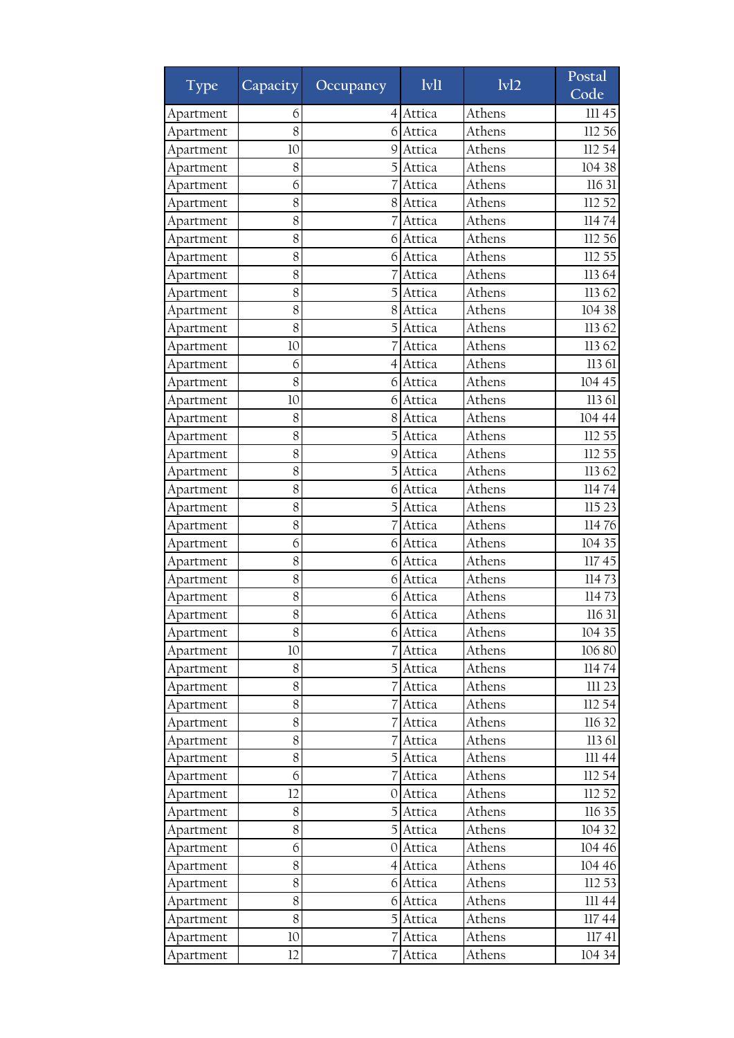| Type | Capacity | Occupancy | lvl1 | lvl2 | Postal Code |
|---|---|---|---|---|---|
| Apartment | 6 | 4 | Attica | Athens | 111 45 |
| Apartment | 8 | 6 | Attica | Athens | 112 56 |
| Apartment | 10 | 9 | Attica | Athens | 112 54 |
| Apartment | 8 | 5 | Attica | Athens | 104 38 |
| Apartment | 6 | 7 | Attica | Athens | 116 31 |
| Apartment | 8 | 8 | Attica | Athens | 112 52 |
| Apartment | 8 | 7 | Attica | Athens | 114 74 |
| Apartment | 8 | 6 | Attica | Athens | 112 56 |
| Apartment | 8 | 6 | Attica | Athens | 112 55 |
| Apartment | 8 | 7 | Attica | Athens | 113 64 |
| Apartment | 8 | 5 | Attica | Athens | 113 62 |
| Apartment | 8 | 8 | Attica | Athens | 104 38 |
| Apartment | 8 | 5 | Attica | Athens | 113 62 |
| Apartment | 10 | 7 | Attica | Athens | 113 62 |
| Apartment | 6 | 4 | Attica | Athens | 113 61 |
| Apartment | 8 | 6 | Attica | Athens | 104 45 |
| Apartment | 10 | 6 | Attica | Athens | 113 61 |
| Apartment | 8 | 8 | Attica | Athens | 104 44 |
| Apartment | 8 | 5 | Attica | Athens | 112 55 |
| Apartment | 8 | 9 | Attica | Athens | 112 55 |
| Apartment | 8 | 5 | Attica | Athens | 113 62 |
| Apartment | 8 | 6 | Attica | Athens | 114 74 |
| Apartment | 8 | 5 | Attica | Athens | 115 23 |
| Apartment | 8 | 7 | Attica | Athens | 114 76 |
| Apartment | 6 | 6 | Attica | Athens | 104 35 |
| Apartment | 8 | 6 | Attica | Athens | 117 45 |
| Apartment | 8 | 6 | Attica | Athens | 114 73 |
| Apartment | 8 | 6 | Attica | Athens | 114 73 |
| Apartment | 8 | 6 | Attica | Athens | 116 31 |
| Apartment | 8 | 6 | Attica | Athens | 104 35 |
| Apartment | 10 | 7 | Attica | Athens | 106 80 |
| Apartment | 8 | 5 | Attica | Athens | 114 74 |
| Apartment | 8 | 7 | Attica | Athens | 111 23 |
| Apartment | 8 | 7 | Attica | Athens | 112 54 |
| Apartment | 8 | 7 | Attica | Athens | 116 32 |
| Apartment | 8 | 7 | Attica | Athens | 113 61 |
| Apartment | 8 | 5 | Attica | Athens | 111 44 |
| Apartment | 6 | 7 | Attica | Athens | 112 54 |
| Apartment | 12 | 0 | Attica | Athens | 112 52 |
| Apartment | 8 | 5 | Attica | Athens | 116 35 |
| Apartment | 8 | 5 | Attica | Athens | 104 32 |
| Apartment | 6 | 0 | Attica | Athens | 104 46 |
| Apartment | 8 | 4 | Attica | Athens | 104 46 |
| Apartment | 8 | 6 | Attica | Athens | 112 53 |
| Apartment | 8 | 6 | Attica | Athens | 111 44 |
| Apartment | 8 | 5 | Attica | Athens | 117 44 |
| Apartment | 10 | 7 | Attica | Athens | 117 41 |
| Apartment | 12 | 7 | Attica | Athens | 104 34 |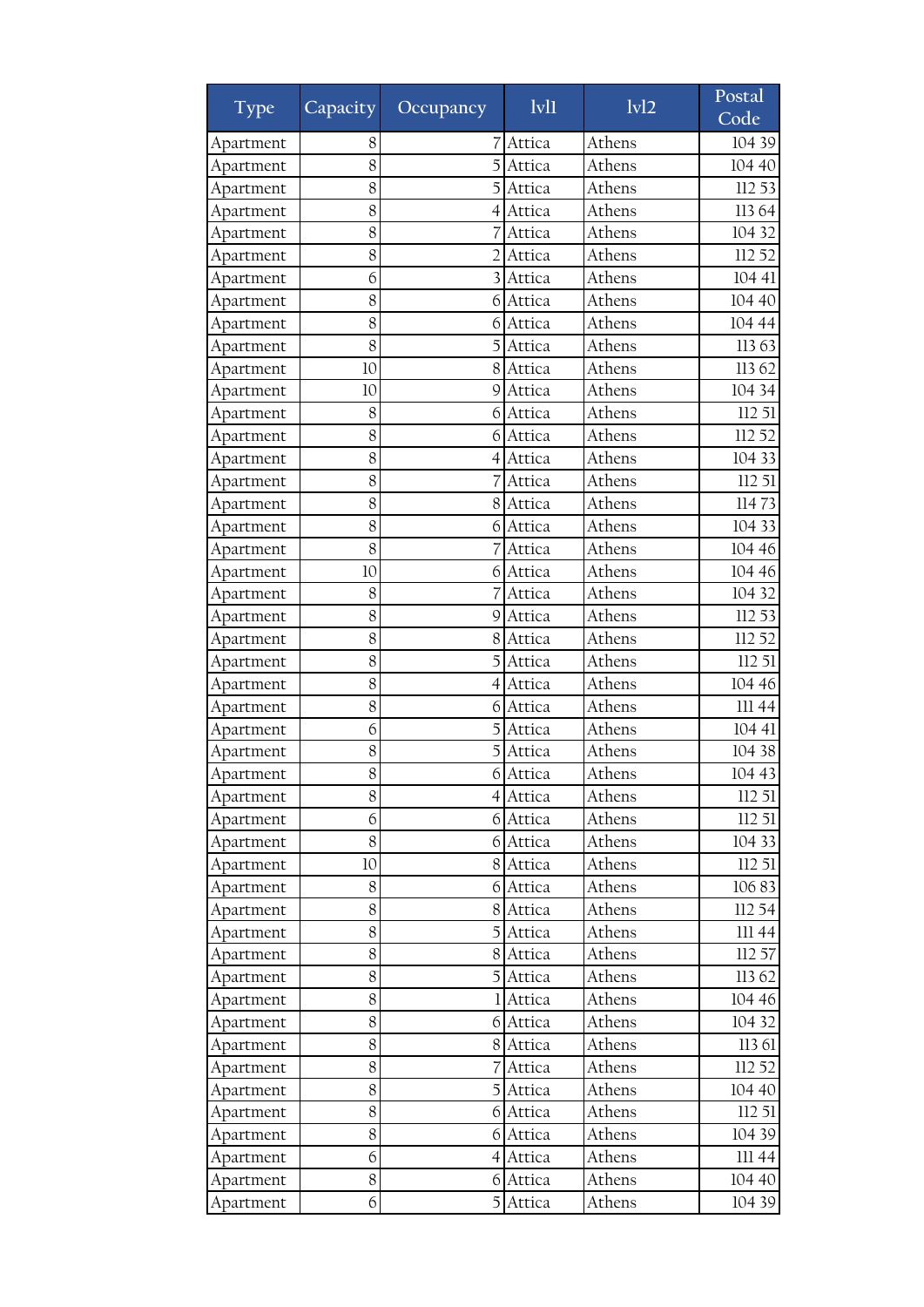| Type | Capacity | Occupancy | lvl1 | lvl2 | Postal Code |
|---|---|---|---|---|---|
| Apartment | 8 | 7 | Attica | Athens | 104 39 |
| Apartment | 8 | 5 | Attica | Athens | 104 40 |
| Apartment | 8 | 5 | Attica | Athens | 112 53 |
| Apartment | 8 | 4 | Attica | Athens | 113 64 |
| Apartment | 8 | 7 | Attica | Athens | 104 32 |
| Apartment | 8 | 2 | Attica | Athens | 112 52 |
| Apartment | 6 | 3 | Attica | Athens | 104 41 |
| Apartment | 8 | 6 | Attica | Athens | 104 40 |
| Apartment | 8 | 6 | Attica | Athens | 104 44 |
| Apartment | 8 | 5 | Attica | Athens | 113 63 |
| Apartment | 10 | 8 | Attica | Athens | 113 62 |
| Apartment | 10 | 9 | Attica | Athens | 104 34 |
| Apartment | 8 | 6 | Attica | Athens | 112 51 |
| Apartment | 8 | 6 | Attica | Athens | 112 52 |
| Apartment | 8 | 4 | Attica | Athens | 104 33 |
| Apartment | 8 | 7 | Attica | Athens | 112 51 |
| Apartment | 8 | 8 | Attica | Athens | 114 73 |
| Apartment | 8 | 6 | Attica | Athens | 104 33 |
| Apartment | 8 | 7 | Attica | Athens | 104 46 |
| Apartment | 10 | 6 | Attica | Athens | 104 46 |
| Apartment | 8 | 7 | Attica | Athens | 104 32 |
| Apartment | 8 | 9 | Attica | Athens | 112 53 |
| Apartment | 8 | 8 | Attica | Athens | 112 52 |
| Apartment | 8 | 5 | Attica | Athens | 112 51 |
| Apartment | 8 | 4 | Attica | Athens | 104 46 |
| Apartment | 8 | 6 | Attica | Athens | 111 44 |
| Apartment | 6 | 5 | Attica | Athens | 104 41 |
| Apartment | 8 | 5 | Attica | Athens | 104 38 |
| Apartment | 8 | 6 | Attica | Athens | 104 43 |
| Apartment | 8 | 4 | Attica | Athens | 112 51 |
| Apartment | 6 | 6 | Attica | Athens | 112 51 |
| Apartment | 8 | 6 | Attica | Athens | 104 33 |
| Apartment | 10 | 8 | Attica | Athens | 112 51 |
| Apartment | 8 | 6 | Attica | Athens | 106 83 |
| Apartment | 8 | 8 | Attica | Athens | 112 54 |
| Apartment | 8 | 5 | Attica | Athens | 111 44 |
| Apartment | 8 | 8 | Attica | Athens | 112 57 |
| Apartment | 8 | 5 | Attica | Athens | 113 62 |
| Apartment | 8 | 1 | Attica | Athens | 104 46 |
| Apartment | 8 | 6 | Attica | Athens | 104 32 |
| Apartment | 8 | 8 | Attica | Athens | 113 61 |
| Apartment | 8 | 7 | Attica | Athens | 112 52 |
| Apartment | 8 | 5 | Attica | Athens | 104 40 |
| Apartment | 8 | 6 | Attica | Athens | 112 51 |
| Apartment | 8 | 6 | Attica | Athens | 104 39 |
| Apartment | 6 | 4 | Attica | Athens | 111 44 |
| Apartment | 8 | 6 | Attica | Athens | 104 40 |
| Apartment | 6 | 5 | Attica | Athens | 104 39 |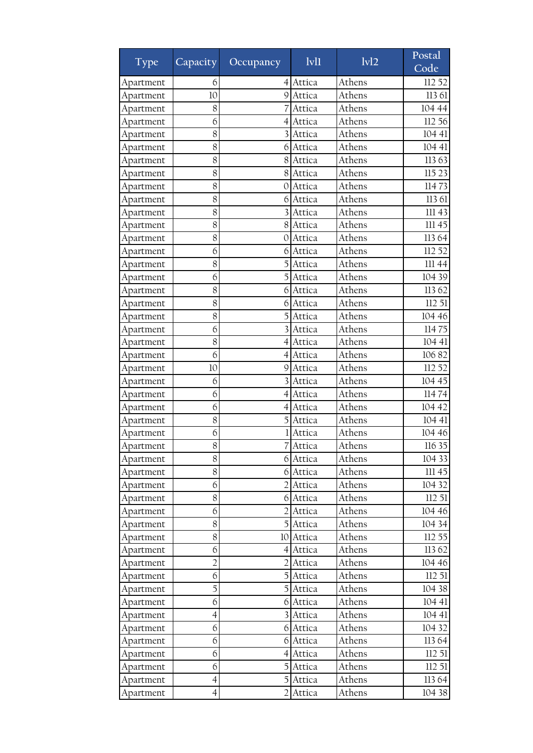| Type | Capacity | Occupancy | lvl1 | lvl2 | Postal Code |
|---|---|---|---|---|---|
| Apartment | 6 | 4 | Attica | Athens | 112 52 |
| Apartment | 10 | 9 | Attica | Athens | 113 61 |
| Apartment | 8 | 7 | Attica | Athens | 104 44 |
| Apartment | 6 | 4 | Attica | Athens | 112 56 |
| Apartment | 8 | 3 | Attica | Athens | 104 41 |
| Apartment | 8 | 6 | Attica | Athens | 104 41 |
| Apartment | 8 | 8 | Attica | Athens | 113 63 |
| Apartment | 8 | 8 | Attica | Athens | 115 23 |
| Apartment | 8 | 0 | Attica | Athens | 114 73 |
| Apartment | 8 | 6 | Attica | Athens | 113 61 |
| Apartment | 8 | 3 | Attica | Athens | 111 43 |
| Apartment | 8 | 8 | Attica | Athens | 111 45 |
| Apartment | 8 | 0 | Attica | Athens | 113 64 |
| Apartment | 6 | 6 | Attica | Athens | 112 52 |
| Apartment | 8 | 5 | Attica | Athens | 111 44 |
| Apartment | 6 | 5 | Attica | Athens | 104 39 |
| Apartment | 8 | 6 | Attica | Athens | 113 62 |
| Apartment | 8 | 6 | Attica | Athens | 112 51 |
| Apartment | 8 | 5 | Attica | Athens | 104 46 |
| Apartment | 6 | 3 | Attica | Athens | 114 75 |
| Apartment | 8 | 4 | Attica | Athens | 104 41 |
| Apartment | 6 | 4 | Attica | Athens | 106 82 |
| Apartment | 10 | 9 | Attica | Athens | 112 52 |
| Apartment | 6 | 3 | Attica | Athens | 104 45 |
| Apartment | 6 | 4 | Attica | Athens | 114 74 |
| Apartment | 6 | 4 | Attica | Athens | 104 42 |
| Apartment | 8 | 5 | Attica | Athens | 104 41 |
| Apartment | 6 | 1 | Attica | Athens | 104 46 |
| Apartment | 8 | 7 | Attica | Athens | 116 35 |
| Apartment | 8 | 6 | Attica | Athens | 104 33 |
| Apartment | 8 | 6 | Attica | Athens | 111 45 |
| Apartment | 6 | 2 | Attica | Athens | 104 32 |
| Apartment | 8 | 6 | Attica | Athens | 112 51 |
| Apartment | 6 | 2 | Attica | Athens | 104 46 |
| Apartment | 8 | 5 | Attica | Athens | 104 34 |
| Apartment | 8 | 10 | Attica | Athens | 112 55 |
| Apartment | 6 | 4 | Attica | Athens | 113 62 |
| Apartment | 2 | 2 | Attica | Athens | 104 46 |
| Apartment | 6 | 5 | Attica | Athens | 112 51 |
| Apartment | 5 | 5 | Attica | Athens | 104 38 |
| Apartment | 6 | 6 | Attica | Athens | 104 41 |
| Apartment | 4 | 3 | Attica | Athens | 104 41 |
| Apartment | 6 | 6 | Attica | Athens | 104 32 |
| Apartment | 6 | 6 | Attica | Athens | 113 64 |
| Apartment | 6 | 4 | Attica | Athens | 112 51 |
| Apartment | 6 | 5 | Attica | Athens | 112 51 |
| Apartment | 4 | 5 | Attica | Athens | 113 64 |
| Apartment | 4 | 2 | Attica | Athens | 104 38 |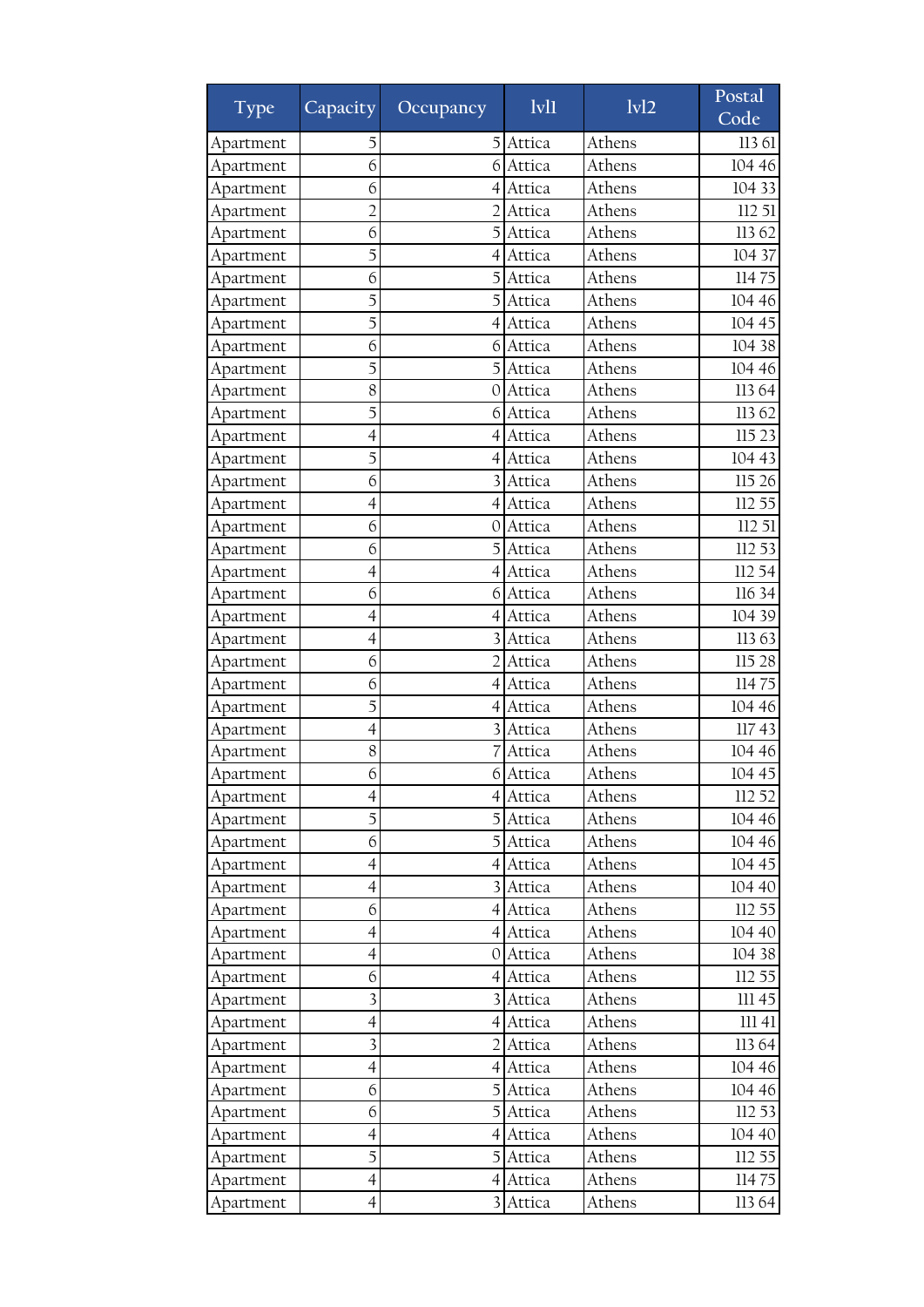| Type | Capacity | Occupancy | lvl1 | lvl2 | Postal Code |
|---|---|---|---|---|---|
| Apartment | 5 | 5 | Attica | Athens | 113 61 |
| Apartment | 6 | 6 | Attica | Athens | 104 46 |
| Apartment | 6 | 4 | Attica | Athens | 104 33 |
| Apartment | 2 | 2 | Attica | Athens | 112 51 |
| Apartment | 6 | 5 | Attica | Athens | 113 62 |
| Apartment | 5 | 4 | Attica | Athens | 104 37 |
| Apartment | 6 | 5 | Attica | Athens | 114 75 |
| Apartment | 5 | 5 | Attica | Athens | 104 46 |
| Apartment | 5 | 4 | Attica | Athens | 104 45 |
| Apartment | 6 | 6 | Attica | Athens | 104 38 |
| Apartment | 5 | 5 | Attica | Athens | 104 46 |
| Apartment | 8 | 0 | Attica | Athens | 113 64 |
| Apartment | 5 | 6 | Attica | Athens | 113 62 |
| Apartment | 4 | 4 | Attica | Athens | 115 23 |
| Apartment | 5 | 4 | Attica | Athens | 104 43 |
| Apartment | 6 | 3 | Attica | Athens | 115 26 |
| Apartment | 4 | 4 | Attica | Athens | 112 55 |
| Apartment | 6 | 0 | Attica | Athens | 112 51 |
| Apartment | 6 | 5 | Attica | Athens | 112 53 |
| Apartment | 4 | 4 | Attica | Athens | 112 54 |
| Apartment | 6 | 6 | Attica | Athens | 116 34 |
| Apartment | 4 | 4 | Attica | Athens | 104 39 |
| Apartment | 4 | 3 | Attica | Athens | 113 63 |
| Apartment | 6 | 2 | Attica | Athens | 115 28 |
| Apartment | 6 | 4 | Attica | Athens | 114 75 |
| Apartment | 5 | 4 | Attica | Athens | 104 46 |
| Apartment | 4 | 3 | Attica | Athens | 117 43 |
| Apartment | 8 | 7 | Attica | Athens | 104 46 |
| Apartment | 6 | 6 | Attica | Athens | 104 45 |
| Apartment | 4 | 4 | Attica | Athens | 112 52 |
| Apartment | 5 | 5 | Attica | Athens | 104 46 |
| Apartment | 6 | 5 | Attica | Athens | 104 46 |
| Apartment | 4 | 4 | Attica | Athens | 104 45 |
| Apartment | 4 | 3 | Attica | Athens | 104 40 |
| Apartment | 6 | 4 | Attica | Athens | 112 55 |
| Apartment | 4 | 4 | Attica | Athens | 104 40 |
| Apartment | 4 | 0 | Attica | Athens | 104 38 |
| Apartment | 6 | 4 | Attica | Athens | 112 55 |
| Apartment | 3 | 3 | Attica | Athens | 111 45 |
| Apartment | 4 | 4 | Attica | Athens | 111 41 |
| Apartment | 3 | 2 | Attica | Athens | 113 64 |
| Apartment | 4 | 4 | Attica | Athens | 104 46 |
| Apartment | 6 | 5 | Attica | Athens | 104 46 |
| Apartment | 6 | 5 | Attica | Athens | 112 53 |
| Apartment | 4 | 4 | Attica | Athens | 104 40 |
| Apartment | 5 | 5 | Attica | Athens | 112 55 |
| Apartment | 4 | 4 | Attica | Athens | 114 75 |
| Apartment | 4 | 3 | Attica | Athens | 113 64 |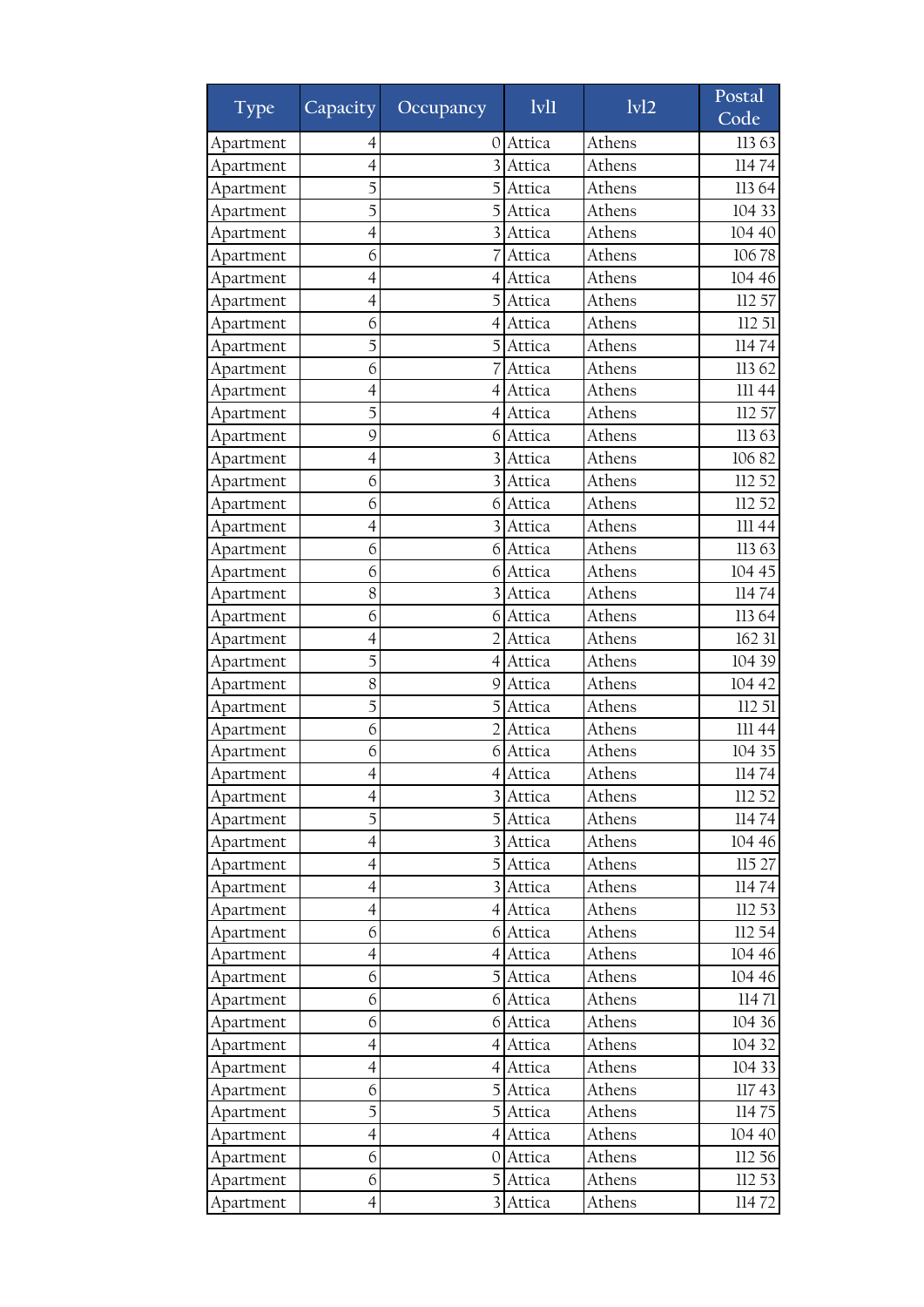| Type | Capacity | Occupancy | lvl1 | lvl2 | Postal Code |
|---|---|---|---|---|---|
| Apartment | 4 | 0 | Attica | Athens | 113 63 |
| Apartment | 4 | 3 | Attica | Athens | 114 74 |
| Apartment | 5 | 5 | Attica | Athens | 113 64 |
| Apartment | 5 | 5 | Attica | Athens | 104 33 |
| Apartment | 4 | 3 | Attica | Athens | 104 40 |
| Apartment | 6 | 7 | Attica | Athens | 106 78 |
| Apartment | 4 | 4 | Attica | Athens | 104 46 |
| Apartment | 4 | 5 | Attica | Athens | 112 57 |
| Apartment | 6 | 4 | Attica | Athens | 112 51 |
| Apartment | 5 | 5 | Attica | Athens | 114 74 |
| Apartment | 6 | 7 | Attica | Athens | 113 62 |
| Apartment | 4 | 4 | Attica | Athens | 111 44 |
| Apartment | 5 | 4 | Attica | Athens | 112 57 |
| Apartment | 9 | 6 | Attica | Athens | 113 63 |
| Apartment | 4 | 3 | Attica | Athens | 106 82 |
| Apartment | 6 | 3 | Attica | Athens | 112 52 |
| Apartment | 6 | 6 | Attica | Athens | 112 52 |
| Apartment | 4 | 3 | Attica | Athens | 111 44 |
| Apartment | 6 | 6 | Attica | Athens | 113 63 |
| Apartment | 6 | 6 | Attica | Athens | 104 45 |
| Apartment | 8 | 3 | Attica | Athens | 114 74 |
| Apartment | 6 | 6 | Attica | Athens | 113 64 |
| Apartment | 4 | 2 | Attica | Athens | 162 31 |
| Apartment | 5 | 4 | Attica | Athens | 104 39 |
| Apartment | 8 | 9 | Attica | Athens | 104 42 |
| Apartment | 5 | 5 | Attica | Athens | 112 51 |
| Apartment | 6 | 2 | Attica | Athens | 111 44 |
| Apartment | 6 | 6 | Attica | Athens | 104 35 |
| Apartment | 4 | 4 | Attica | Athens | 114 74 |
| Apartment | 4 | 3 | Attica | Athens | 112 52 |
| Apartment | 5 | 5 | Attica | Athens | 114 74 |
| Apartment | 4 | 3 | Attica | Athens | 104 46 |
| Apartment | 4 | 5 | Attica | Athens | 115 27 |
| Apartment | 4 | 3 | Attica | Athens | 114 74 |
| Apartment | 4 | 4 | Attica | Athens | 112 53 |
| Apartment | 6 | 6 | Attica | Athens | 112 54 |
| Apartment | 4 | 4 | Attica | Athens | 104 46 |
| Apartment | 6 | 5 | Attica | Athens | 104 46 |
| Apartment | 6 | 6 | Attica | Athens | 114 71 |
| Apartment | 6 | 6 | Attica | Athens | 104 36 |
| Apartment | 4 | 4 | Attica | Athens | 104 32 |
| Apartment | 4 | 4 | Attica | Athens | 104 33 |
| Apartment | 6 | 5 | Attica | Athens | 117 43 |
| Apartment | 5 | 5 | Attica | Athens | 114 75 |
| Apartment | 4 | 4 | Attica | Athens | 104 40 |
| Apartment | 6 | 0 | Attica | Athens | 112 56 |
| Apartment | 6 | 5 | Attica | Athens | 112 53 |
| Apartment | 4 | 3 | Attica | Athens | 114 72 |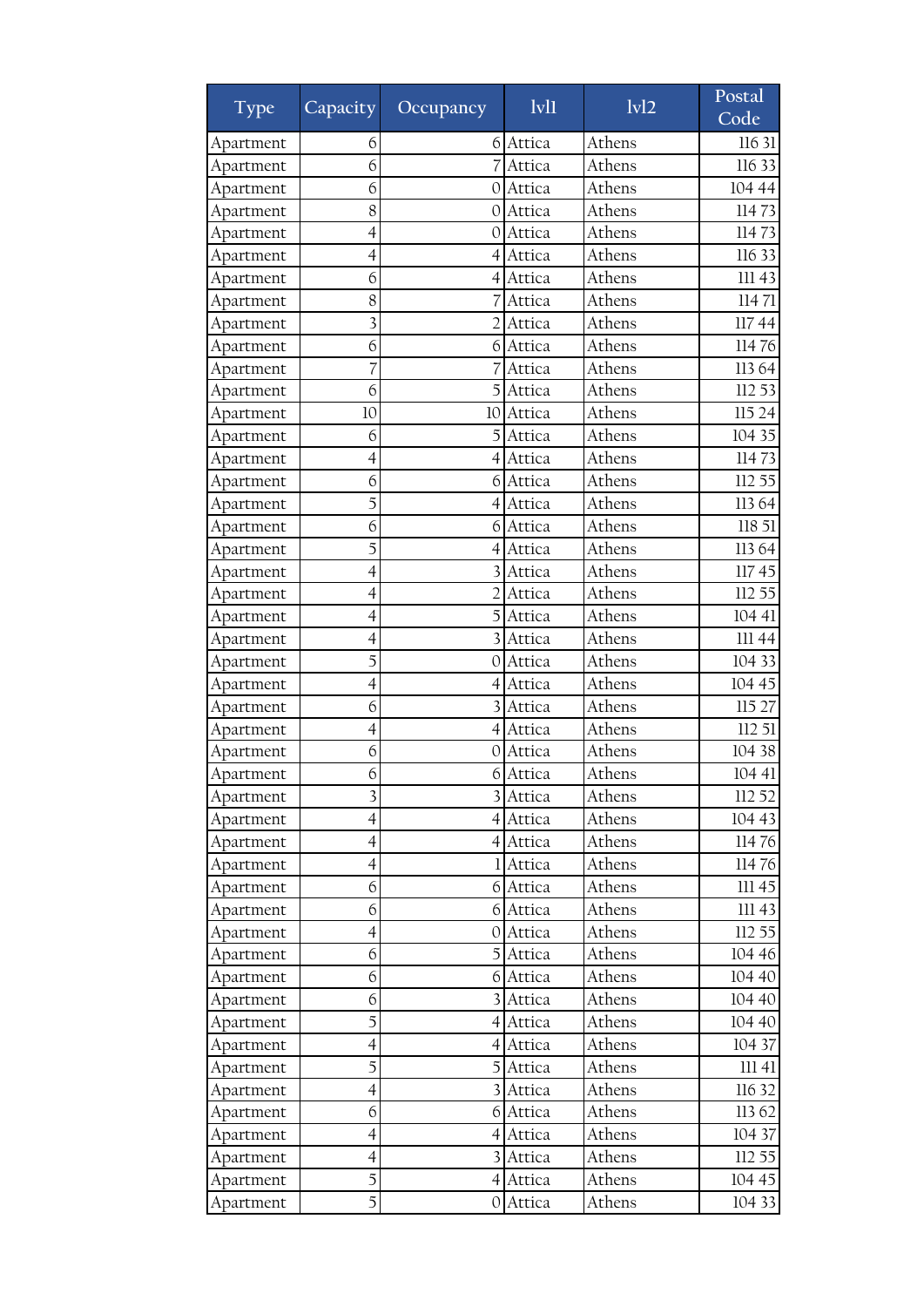| Type | Capacity | Occupancy | lvl1 | lvl2 | Postal Code |
|---|---|---|---|---|---|
| Apartment | 6 | 6 | Attica | Athens | 116 31 |
| Apartment | 6 | 7 | Attica | Athens | 116 33 |
| Apartment | 6 | 0 | Attica | Athens | 104 44 |
| Apartment | 8 | 0 | Attica | Athens | 114 73 |
| Apartment | 4 | 0 | Attica | Athens | 114 73 |
| Apartment | 4 | 4 | Attica | Athens | 116 33 |
| Apartment | 6 | 4 | Attica | Athens | 111 43 |
| Apartment | 8 | 7 | Attica | Athens | 114 71 |
| Apartment | 3 | 2 | Attica | Athens | 117 44 |
| Apartment | 6 | 6 | Attica | Athens | 114 76 |
| Apartment | 7 | 7 | Attica | Athens | 113 64 |
| Apartment | 6 | 5 | Attica | Athens | 112 53 |
| Apartment | 10 | 10 | Attica | Athens | 115 24 |
| Apartment | 6 | 5 | Attica | Athens | 104 35 |
| Apartment | 4 | 4 | Attica | Athens | 114 73 |
| Apartment | 6 | 6 | Attica | Athens | 112 55 |
| Apartment | 5 | 4 | Attica | Athens | 113 64 |
| Apartment | 6 | 6 | Attica | Athens | 118 51 |
| Apartment | 5 | 4 | Attica | Athens | 113 64 |
| Apartment | 4 | 3 | Attica | Athens | 117 45 |
| Apartment | 4 | 2 | Attica | Athens | 112 55 |
| Apartment | 4 | 5 | Attica | Athens | 104 41 |
| Apartment | 4 | 3 | Attica | Athens | 111 44 |
| Apartment | 5 | 0 | Attica | Athens | 104 33 |
| Apartment | 4 | 4 | Attica | Athens | 104 45 |
| Apartment | 6 | 3 | Attica | Athens | 115 27 |
| Apartment | 4 | 4 | Attica | Athens | 112 51 |
| Apartment | 6 | 0 | Attica | Athens | 104 38 |
| Apartment | 6 | 6 | Attica | Athens | 104 41 |
| Apartment | 3 | 3 | Attica | Athens | 112 52 |
| Apartment | 4 | 4 | Attica | Athens | 104 43 |
| Apartment | 4 | 4 | Attica | Athens | 114 76 |
| Apartment | 4 | 1 | Attica | Athens | 114 76 |
| Apartment | 6 | 6 | Attica | Athens | 111 45 |
| Apartment | 6 | 6 | Attica | Athens | 111 43 |
| Apartment | 4 | 0 | Attica | Athens | 112 55 |
| Apartment | 6 | 5 | Attica | Athens | 104 46 |
| Apartment | 6 | 6 | Attica | Athens | 104 40 |
| Apartment | 6 | 3 | Attica | Athens | 104 40 |
| Apartment | 5 | 4 | Attica | Athens | 104 40 |
| Apartment | 4 | 4 | Attica | Athens | 104 37 |
| Apartment | 5 | 5 | Attica | Athens | 111 41 |
| Apartment | 4 | 3 | Attica | Athens | 116 32 |
| Apartment | 6 | 6 | Attica | Athens | 113 62 |
| Apartment | 4 | 4 | Attica | Athens | 104 37 |
| Apartment | 4 | 3 | Attica | Athens | 112 55 |
| Apartment | 5 | 4 | Attica | Athens | 104 45 |
| Apartment | 5 | 0 | Attica | Athens | 104 33 |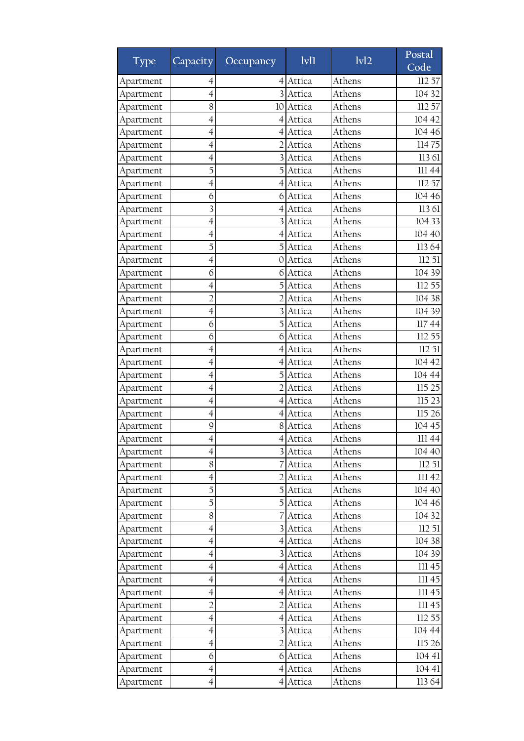| Type | Capacity | Occupancy | lvl1 | lvl2 | Postal Code |
|---|---|---|---|---|---|
| Apartment | 4 | 4 | Attica | Athens | 112 57 |
| Apartment | 4 | 3 | Attica | Athens | 104 32 |
| Apartment | 8 | 10 | Attica | Athens | 112 57 |
| Apartment | 4 | 4 | Attica | Athens | 104 42 |
| Apartment | 4 | 4 | Attica | Athens | 104 46 |
| Apartment | 4 | 2 | Attica | Athens | 114 75 |
| Apartment | 4 | 3 | Attica | Athens | 113 61 |
| Apartment | 5 | 5 | Attica | Athens | 111 44 |
| Apartment | 4 | 4 | Attica | Athens | 112 57 |
| Apartment | 6 | 6 | Attica | Athens | 104 46 |
| Apartment | 3 | 4 | Attica | Athens | 113 61 |
| Apartment | 4 | 3 | Attica | Athens | 104 33 |
| Apartment | 4 | 4 | Attica | Athens | 104 40 |
| Apartment | 5 | 5 | Attica | Athens | 113 64 |
| Apartment | 4 | 0 | Attica | Athens | 112 51 |
| Apartment | 6 | 6 | Attica | Athens | 104 39 |
| Apartment | 4 | 5 | Attica | Athens | 112 55 |
| Apartment | 2 | 2 | Attica | Athens | 104 38 |
| Apartment | 4 | 3 | Attica | Athens | 104 39 |
| Apartment | 6 | 5 | Attica | Athens | 117 44 |
| Apartment | 6 | 6 | Attica | Athens | 112 55 |
| Apartment | 4 | 4 | Attica | Athens | 112 51 |
| Apartment | 4 | 4 | Attica | Athens | 104 42 |
| Apartment | 4 | 5 | Attica | Athens | 104 44 |
| Apartment | 4 | 2 | Attica | Athens | 115 25 |
| Apartment | 4 | 4 | Attica | Athens | 115 23 |
| Apartment | 4 | 4 | Attica | Athens | 115 26 |
| Apartment | 9 | 8 | Attica | Athens | 104 45 |
| Apartment | 4 | 4 | Attica | Athens | 111 44 |
| Apartment | 4 | 3 | Attica | Athens | 104 40 |
| Apartment | 8 | 7 | Attica | Athens | 112 51 |
| Apartment | 4 | 2 | Attica | Athens | 111 42 |
| Apartment | 5 | 5 | Attica | Athens | 104 40 |
| Apartment | 5 | 5 | Attica | Athens | 104 46 |
| Apartment | 8 | 7 | Attica | Athens | 104 32 |
| Apartment | 4 | 3 | Attica | Athens | 112 51 |
| Apartment | 4 | 4 | Attica | Athens | 104 38 |
| Apartment | 4 | 3 | Attica | Athens | 104 39 |
| Apartment | 4 | 4 | Attica | Athens | 111 45 |
| Apartment | 4 | 4 | Attica | Athens | 111 45 |
| Apartment | 4 | 4 | Attica | Athens | 111 45 |
| Apartment | 2 | 2 | Attica | Athens | 111 45 |
| Apartment | 4 | 4 | Attica | Athens | 112 55 |
| Apartment | 4 | 3 | Attica | Athens | 104 44 |
| Apartment | 4 | 2 | Attica | Athens | 115 26 |
| Apartment | 6 | 6 | Attica | Athens | 104 41 |
| Apartment | 4 | 4 | Attica | Athens | 104 41 |
| Apartment | 4 | 4 | Attica | Athens | 113 64 |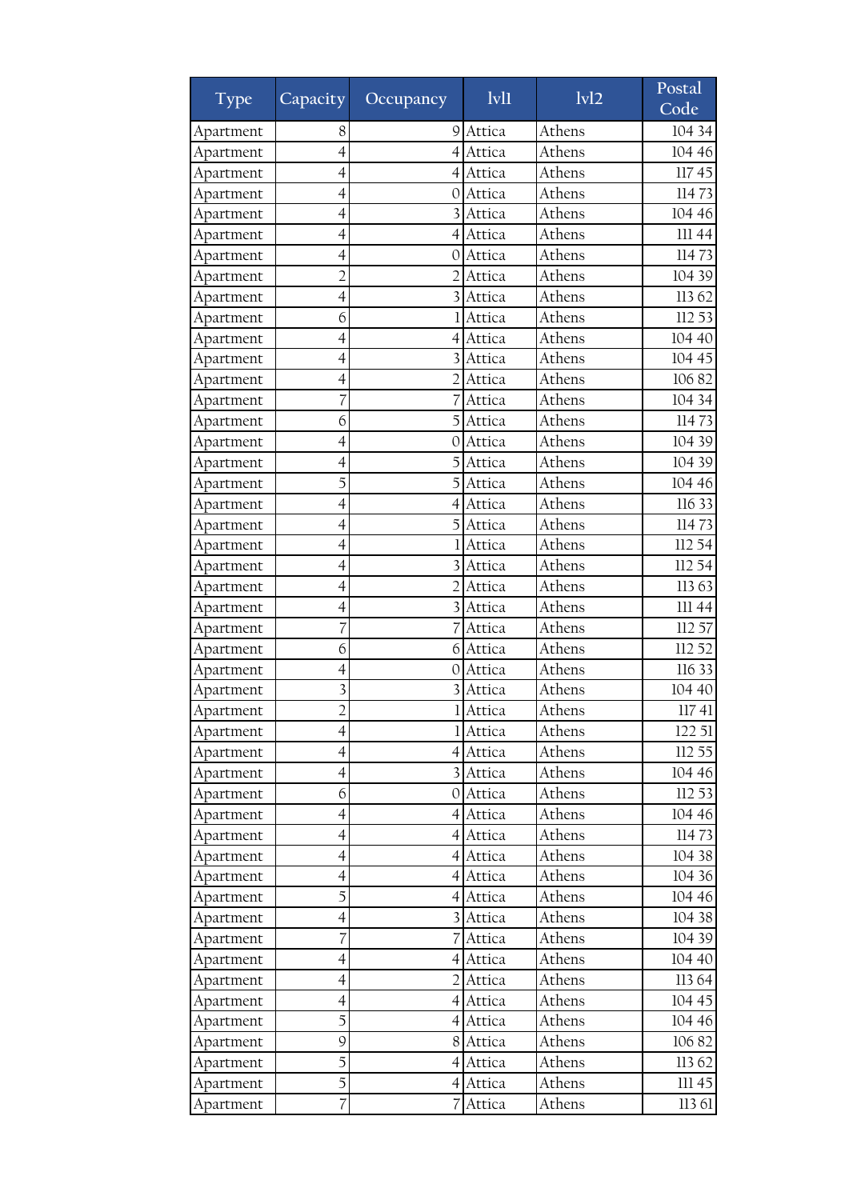| Type | Capacity | Occupancy | lvl1 | lvl2 | Postal Code |
| --- | --- | --- | --- | --- | --- |
| Apartment | 8 | 9 | Attica | Athens | 104 34 |
| Apartment | 4 | 4 | Attica | Athens | 104 46 |
| Apartment | 4 | 4 | Attica | Athens | 117 45 |
| Apartment | 4 | 0 | Attica | Athens | 114 73 |
| Apartment | 4 | 3 | Attica | Athens | 104 46 |
| Apartment | 4 | 4 | Attica | Athens | 111 44 |
| Apartment | 4 | 0 | Attica | Athens | 114 73 |
| Apartment | 2 | 2 | Attica | Athens | 104 39 |
| Apartment | 4 | 3 | Attica | Athens | 113 62 |
| Apartment | 6 | 1 | Attica | Athens | 112 53 |
| Apartment | 4 | 4 | Attica | Athens | 104 40 |
| Apartment | 4 | 3 | Attica | Athens | 104 45 |
| Apartment | 4 | 2 | Attica | Athens | 106 82 |
| Apartment | 7 | 7 | Attica | Athens | 104 34 |
| Apartment | 6 | 5 | Attica | Athens | 114 73 |
| Apartment | 4 | 0 | Attica | Athens | 104 39 |
| Apartment | 4 | 5 | Attica | Athens | 104 39 |
| Apartment | 5 | 5 | Attica | Athens | 104 46 |
| Apartment | 4 | 4 | Attica | Athens | 116 33 |
| Apartment | 4 | 5 | Attica | Athens | 114 73 |
| Apartment | 4 | 1 | Attica | Athens | 112 54 |
| Apartment | 4 | 3 | Attica | Athens | 112 54 |
| Apartment | 4 | 2 | Attica | Athens | 113 63 |
| Apartment | 4 | 3 | Attica | Athens | 111 44 |
| Apartment | 7 | 7 | Attica | Athens | 112 57 |
| Apartment | 6 | 6 | Attica | Athens | 112 52 |
| Apartment | 4 | 0 | Attica | Athens | 116 33 |
| Apartment | 3 | 3 | Attica | Athens | 104 40 |
| Apartment | 2 | 1 | Attica | Athens | 117 41 |
| Apartment | 4 | 1 | Attica | Athens | 122 51 |
| Apartment | 4 | 4 | Attica | Athens | 112 55 |
| Apartment | 4 | 3 | Attica | Athens | 104 46 |
| Apartment | 6 | 0 | Attica | Athens | 112 53 |
| Apartment | 4 | 4 | Attica | Athens | 104 46 |
| Apartment | 4 | 4 | Attica | Athens | 114 73 |
| Apartment | 4 | 4 | Attica | Athens | 104 38 |
| Apartment | 4 | 4 | Attica | Athens | 104 36 |
| Apartment | 5 | 4 | Attica | Athens | 104 46 |
| Apartment | 4 | 3 | Attica | Athens | 104 38 |
| Apartment | 7 | 7 | Attica | Athens | 104 39 |
| Apartment | 4 | 4 | Attica | Athens | 104 40 |
| Apartment | 4 | 2 | Attica | Athens | 113 64 |
| Apartment | 4 | 4 | Attica | Athens | 104 45 |
| Apartment | 5 | 4 | Attica | Athens | 104 46 |
| Apartment | 9 | 8 | Attica | Athens | 106 82 |
| Apartment | 5 | 4 | Attica | Athens | 113 62 |
| Apartment | 5 | 4 | Attica | Athens | 111 45 |
| Apartment | 7 | 7 | Attica | Athens | 113 61 |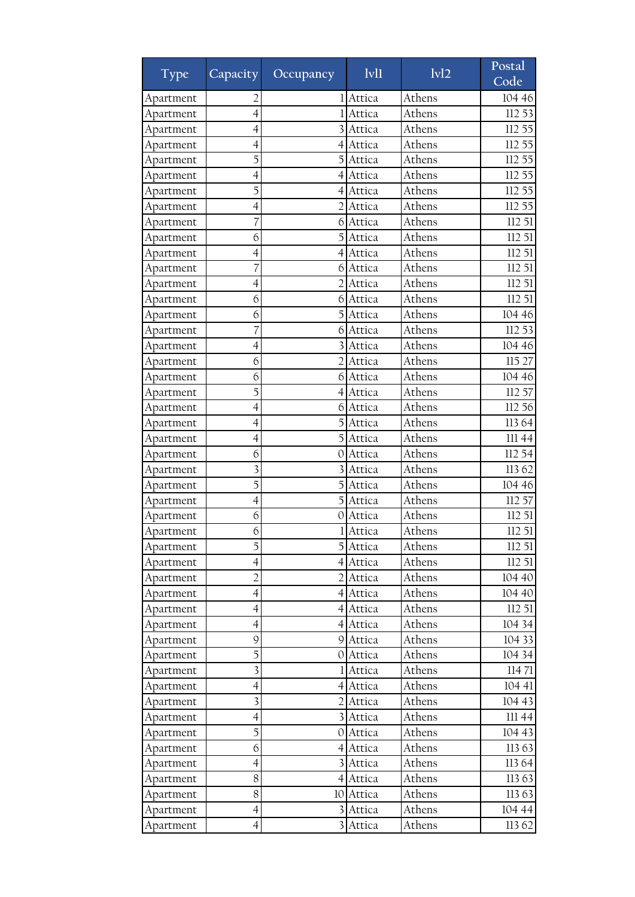| Type | Capacity | Occupancy | lvl1 | lvl2 | Postal Code |
|---|---|---|---|---|---|
| Apartment | 2 | 1 | Attica | Athens | 104 46 |
| Apartment | 4 | 1 | Attica | Athens | 112 53 |
| Apartment | 4 | 3 | Attica | Athens | 112 55 |
| Apartment | 4 | 4 | Attica | Athens | 112 55 |
| Apartment | 5 | 5 | Attica | Athens | 112 55 |
| Apartment | 4 | 4 | Attica | Athens | 112 55 |
| Apartment | 5 | 4 | Attica | Athens | 112 55 |
| Apartment | 4 | 2 | Attica | Athens | 112 55 |
| Apartment | 7 | 6 | Attica | Athens | 112 51 |
| Apartment | 6 | 5 | Attica | Athens | 112 51 |
| Apartment | 4 | 4 | Attica | Athens | 112 51 |
| Apartment | 7 | 6 | Attica | Athens | 112 51 |
| Apartment | 4 | 2 | Attica | Athens | 112 51 |
| Apartment | 6 | 6 | Attica | Athens | 112 51 |
| Apartment | 6 | 5 | Attica | Athens | 104 46 |
| Apartment | 7 | 6 | Attica | Athens | 112 53 |
| Apartment | 4 | 3 | Attica | Athens | 104 46 |
| Apartment | 6 | 2 | Attica | Athens | 115 27 |
| Apartment | 6 | 6 | Attica | Athens | 104 46 |
| Apartment | 5 | 4 | Attica | Athens | 112 57 |
| Apartment | 4 | 6 | Attica | Athens | 112 56 |
| Apartment | 4 | 5 | Attica | Athens | 113 64 |
| Apartment | 4 | 5 | Attica | Athens | 111 44 |
| Apartment | 6 | 0 | Attica | Athens | 112 54 |
| Apartment | 3 | 3 | Attica | Athens | 113 62 |
| Apartment | 5 | 5 | Attica | Athens | 104 46 |
| Apartment | 4 | 5 | Attica | Athens | 112 57 |
| Apartment | 6 | 0 | Attica | Athens | 112 51 |
| Apartment | 6 | 1 | Attica | Athens | 112 51 |
| Apartment | 5 | 5 | Attica | Athens | 112 51 |
| Apartment | 4 | 4 | Attica | Athens | 112 51 |
| Apartment | 2 | 2 | Attica | Athens | 104 40 |
| Apartment | 4 | 4 | Attica | Athens | 104 40 |
| Apartment | 4 | 4 | Attica | Athens | 112 51 |
| Apartment | 4 | 4 | Attica | Athens | 104 34 |
| Apartment | 9 | 9 | Attica | Athens | 104 33 |
| Apartment | 5 | 0 | Attica | Athens | 104 34 |
| Apartment | 3 | 1 | Attica | Athens | 114 71 |
| Apartment | 4 | 4 | Attica | Athens | 104 41 |
| Apartment | 3 | 2 | Attica | Athens | 104 43 |
| Apartment | 4 | 3 | Attica | Athens | 111 44 |
| Apartment | 5 | 0 | Attica | Athens | 104 43 |
| Apartment | 6 | 4 | Attica | Athens | 113 63 |
| Apartment | 4 | 3 | Attica | Athens | 113 64 |
| Apartment | 8 | 4 | Attica | Athens | 113 63 |
| Apartment | 8 | 10 | Attica | Athens | 113 63 |
| Apartment | 4 | 3 | Attica | Athens | 104 44 |
| Apartment | 4 | 3 | Attica | Athens | 113 62 |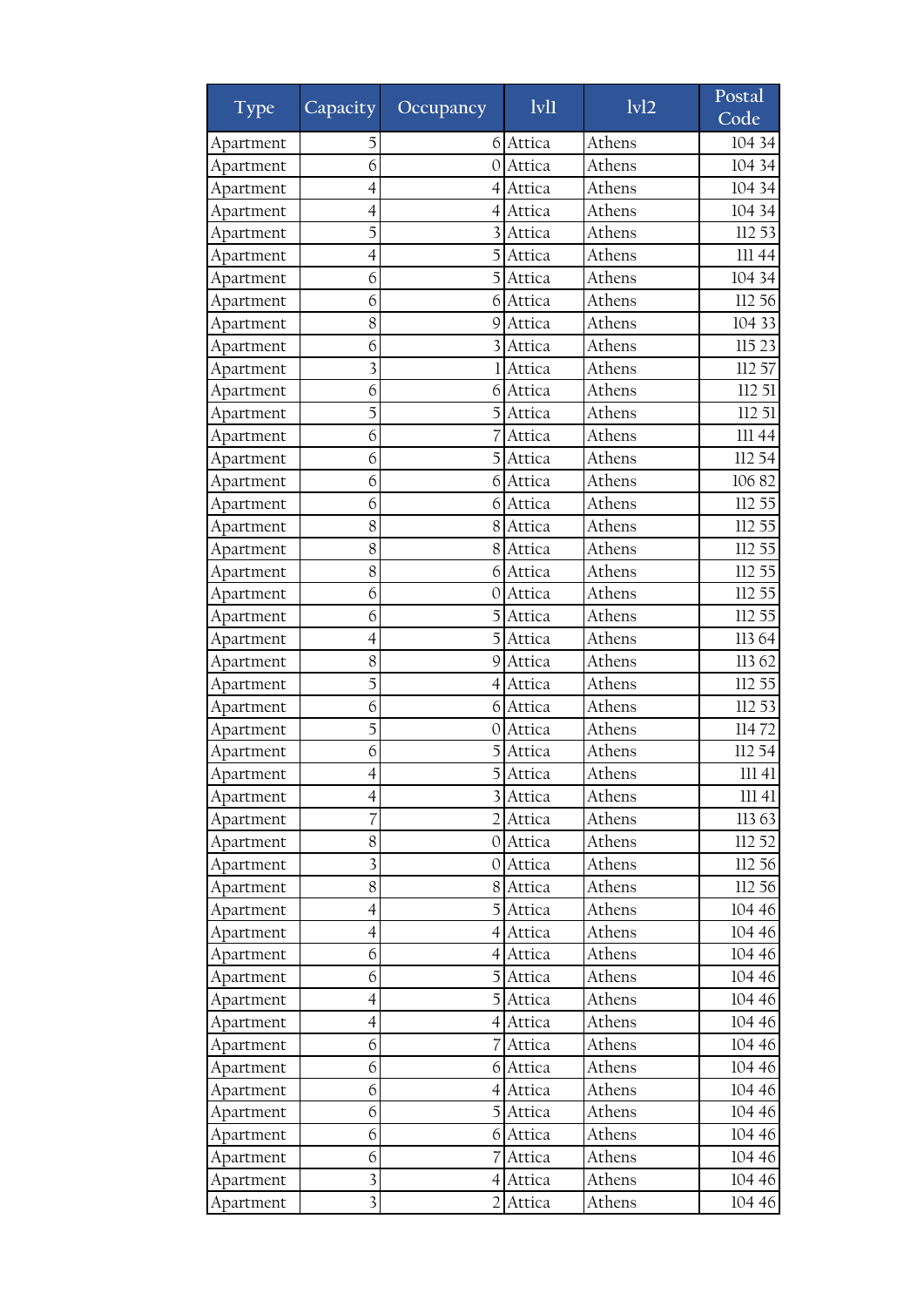| Type | Capacity | Occupancy | lvl1 | lvl2 | Postal Code |
|---|---|---|---|---|---|
| Apartment | 5 | 6 | Attica | Athens | 104 34 |
| Apartment | 6 | 0 | Attica | Athens | 104 34 |
| Apartment | 4 | 4 | Attica | Athens | 104 34 |
| Apartment | 4 | 4 | Attica | Athens | 104 34 |
| Apartment | 5 | 3 | Attica | Athens | 112 53 |
| Apartment | 4 | 5 | Attica | Athens | 111 44 |
| Apartment | 6 | 5 | Attica | Athens | 104 34 |
| Apartment | 6 | 6 | Attica | Athens | 112 56 |
| Apartment | 8 | 9 | Attica | Athens | 104 33 |
| Apartment | 6 | 3 | Attica | Athens | 115 23 |
| Apartment | 3 | 1 | Attica | Athens | 112 57 |
| Apartment | 6 | 6 | Attica | Athens | 112 51 |
| Apartment | 5 | 5 | Attica | Athens | 112 51 |
| Apartment | 6 | 7 | Attica | Athens | 111 44 |
| Apartment | 6 | 5 | Attica | Athens | 112 54 |
| Apartment | 6 | 6 | Attica | Athens | 106 82 |
| Apartment | 6 | 6 | Attica | Athens | 112 55 |
| Apartment | 8 | 8 | Attica | Athens | 112 55 |
| Apartment | 8 | 8 | Attica | Athens | 112 55 |
| Apartment | 8 | 6 | Attica | Athens | 112 55 |
| Apartment | 6 | 0 | Attica | Athens | 112 55 |
| Apartment | 6 | 5 | Attica | Athens | 112 55 |
| Apartment | 4 | 5 | Attica | Athens | 113 64 |
| Apartment | 8 | 9 | Attica | Athens | 113 62 |
| Apartment | 5 | 4 | Attica | Athens | 112 55 |
| Apartment | 6 | 6 | Attica | Athens | 112 53 |
| Apartment | 5 | 0 | Attica | Athens | 114 72 |
| Apartment | 6 | 5 | Attica | Athens | 112 54 |
| Apartment | 4 | 5 | Attica | Athens | 111 41 |
| Apartment | 4 | 3 | Attica | Athens | 111 41 |
| Apartment | 7 | 2 | Attica | Athens | 113 63 |
| Apartment | 8 | 0 | Attica | Athens | 112 52 |
| Apartment | 3 | 0 | Attica | Athens | 112 56 |
| Apartment | 8 | 8 | Attica | Athens | 112 56 |
| Apartment | 4 | 5 | Attica | Athens | 104 46 |
| Apartment | 4 | 4 | Attica | Athens | 104 46 |
| Apartment | 6 | 4 | Attica | Athens | 104 46 |
| Apartment | 6 | 5 | Attica | Athens | 104 46 |
| Apartment | 4 | 5 | Attica | Athens | 104 46 |
| Apartment | 4 | 4 | Attica | Athens | 104 46 |
| Apartment | 6 | 7 | Attica | Athens | 104 46 |
| Apartment | 6 | 6 | Attica | Athens | 104 46 |
| Apartment | 6 | 4 | Attica | Athens | 104 46 |
| Apartment | 6 | 5 | Attica | Athens | 104 46 |
| Apartment | 6 | 6 | Attica | Athens | 104 46 |
| Apartment | 6 | 7 | Attica | Athens | 104 46 |
| Apartment | 3 | 4 | Attica | Athens | 104 46 |
| Apartment | 3 | 2 | Attica | Athens | 104 46 |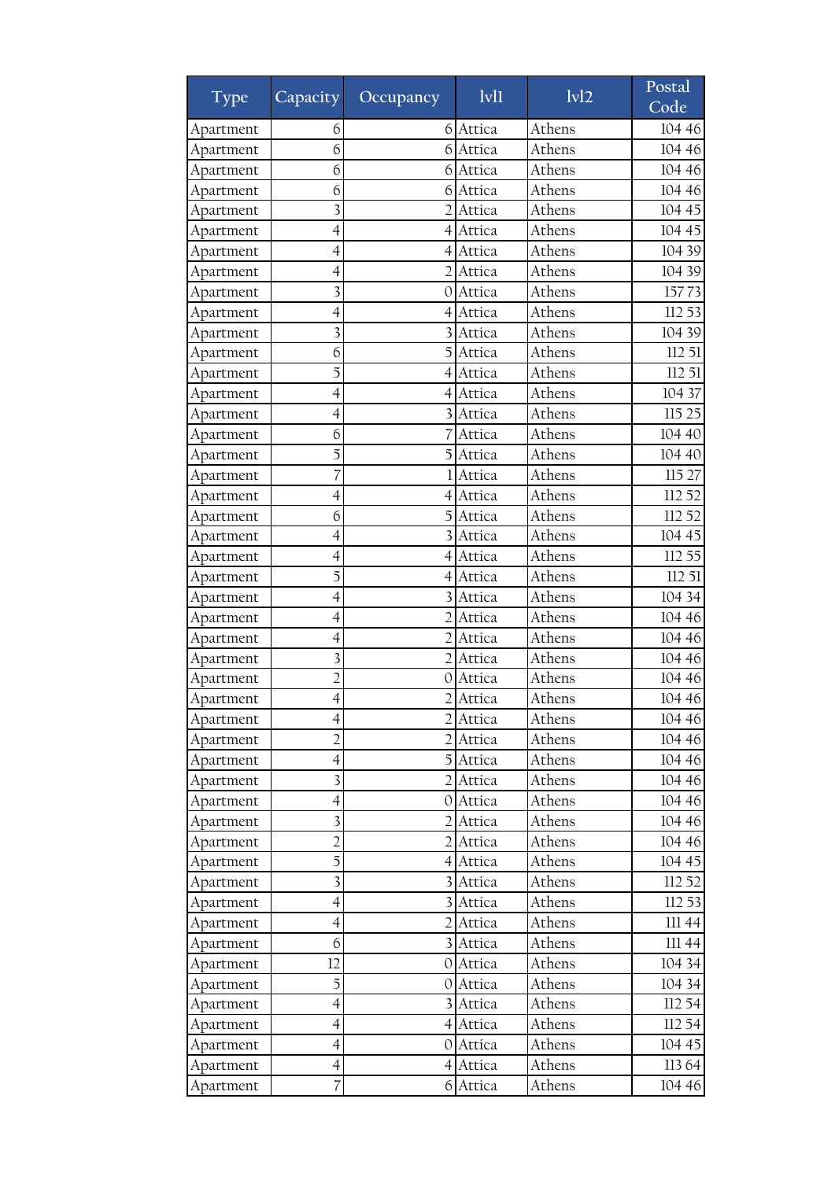| Type | Capacity | Occupancy | lvl1 | lvl2 | Postal Code |
|---|---|---|---|---|---|
| Apartment | 6 | 6 | Attica | Athens | 104 46 |
| Apartment | 6 | 6 | Attica | Athens | 104 46 |
| Apartment | 6 | 6 | Attica | Athens | 104 46 |
| Apartment | 6 | 6 | Attica | Athens | 104 46 |
| Apartment | 3 | 2 | Attica | Athens | 104 45 |
| Apartment | 4 | 4 | Attica | Athens | 104 45 |
| Apartment | 4 | 4 | Attica | Athens | 104 39 |
| Apartment | 4 | 2 | Attica | Athens | 104 39 |
| Apartment | 3 | 0 | Attica | Athens | 157 73 |
| Apartment | 4 | 4 | Attica | Athens | 112 53 |
| Apartment | 3 | 3 | Attica | Athens | 104 39 |
| Apartment | 6 | 5 | Attica | Athens | 112 51 |
| Apartment | 5 | 4 | Attica | Athens | 112 51 |
| Apartment | 4 | 4 | Attica | Athens | 104 37 |
| Apartment | 4 | 3 | Attica | Athens | 115 25 |
| Apartment | 6 | 7 | Attica | Athens | 104 40 |
| Apartment | 5 | 5 | Attica | Athens | 104 40 |
| Apartment | 7 | 1 | Attica | Athens | 115 27 |
| Apartment | 4 | 4 | Attica | Athens | 112 52 |
| Apartment | 6 | 5 | Attica | Athens | 112 52 |
| Apartment | 4 | 3 | Attica | Athens | 104 45 |
| Apartment | 4 | 4 | Attica | Athens | 112 55 |
| Apartment | 5 | 4 | Attica | Athens | 112 51 |
| Apartment | 4 | 3 | Attica | Athens | 104 34 |
| Apartment | 4 | 2 | Attica | Athens | 104 46 |
| Apartment | 4 | 2 | Attica | Athens | 104 46 |
| Apartment | 3 | 2 | Attica | Athens | 104 46 |
| Apartment | 2 | 0 | Attica | Athens | 104 46 |
| Apartment | 4 | 2 | Attica | Athens | 104 46 |
| Apartment | 4 | 2 | Attica | Athens | 104 46 |
| Apartment | 2 | 2 | Attica | Athens | 104 46 |
| Apartment | 4 | 5 | Attica | Athens | 104 46 |
| Apartment | 3 | 2 | Attica | Athens | 104 46 |
| Apartment | 4 | 0 | Attica | Athens | 104 46 |
| Apartment | 3 | 2 | Attica | Athens | 104 46 |
| Apartment | 2 | 2 | Attica | Athens | 104 46 |
| Apartment | 5 | 4 | Attica | Athens | 104 45 |
| Apartment | 3 | 3 | Attica | Athens | 112 52 |
| Apartment | 4 | 3 | Attica | Athens | 112 53 |
| Apartment | 4 | 2 | Attica | Athens | 111 44 |
| Apartment | 6 | 3 | Attica | Athens | 111 44 |
| Apartment | 12 | 0 | Attica | Athens | 104 34 |
| Apartment | 5 | 0 | Attica | Athens | 104 34 |
| Apartment | 4 | 3 | Attica | Athens | 112 54 |
| Apartment | 4 | 4 | Attica | Athens | 112 54 |
| Apartment | 4 | 0 | Attica | Athens | 104 45 |
| Apartment | 4 | 4 | Attica | Athens | 113 64 |
| Apartment | 7 | 6 | Attica | Athens | 104 46 |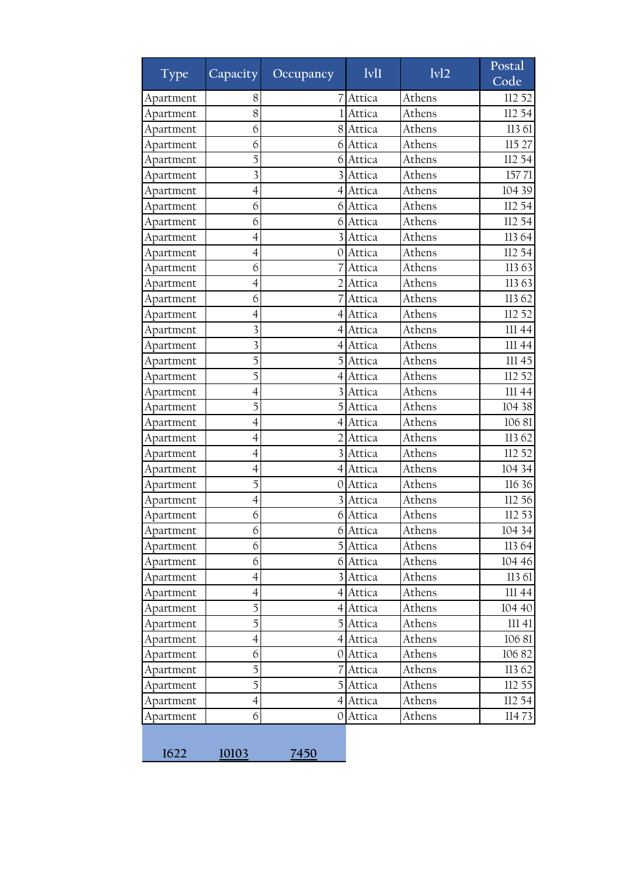| Type | Capacity | Occupancy | lvl1 | lvl2 | Postal Code |
|---|---|---|---|---|---|
| Apartment | 8 | 7 | Attica | Athens | 112 52 |
| Apartment | 8 | 1 | Attica | Athens | 112 54 |
| Apartment | 6 | 8 | Attica | Athens | 113 61 |
| Apartment | 6 | 6 | Attica | Athens | 115 27 |
| Apartment | 5 | 6 | Attica | Athens | 112 54 |
| Apartment | 3 | 3 | Attica | Athens | 157 71 |
| Apartment | 4 | 4 | Attica | Athens | 104 39 |
| Apartment | 6 | 6 | Attica | Athens | 112 54 |
| Apartment | 6 | 6 | Attica | Athens | 112 54 |
| Apartment | 4 | 3 | Attica | Athens | 113 64 |
| Apartment | 4 | 0 | Attica | Athens | 112 54 |
| Apartment | 6 | 7 | Attica | Athens | 113 63 |
| Apartment | 4 | 2 | Attica | Athens | 113 63 |
| Apartment | 6 | 7 | Attica | Athens | 113 62 |
| Apartment | 4 | 4 | Attica | Athens | 112 52 |
| Apartment | 3 | 4 | Attica | Athens | 111 44 |
| Apartment | 3 | 4 | Attica | Athens | 111 44 |
| Apartment | 5 | 5 | Attica | Athens | 111 45 |
| Apartment | 5 | 4 | Attica | Athens | 112 52 |
| Apartment | 4 | 3 | Attica | Athens | 111 44 |
| Apartment | 5 | 5 | Attica | Athens | 104 38 |
| Apartment | 4 | 4 | Attica | Athens | 106 81 |
| Apartment | 4 | 2 | Attica | Athens | 113 62 |
| Apartment | 4 | 3 | Attica | Athens | 112 52 |
| Apartment | 4 | 4 | Attica | Athens | 104 34 |
| Apartment | 5 | 0 | Attica | Athens | 116 36 |
| Apartment | 4 | 3 | Attica | Athens | 112 56 |
| Apartment | 6 | 6 | Attica | Athens | 112 53 |
| Apartment | 6 | 6 | Attica | Athens | 104 34 |
| Apartment | 6 | 5 | Attica | Athens | 113 64 |
| Apartment | 6 | 6 | Attica | Athens | 104 46 |
| Apartment | 4 | 3 | Attica | Athens | 113 61 |
| Apartment | 4 | 4 | Attica | Athens | 111 44 |
| Apartment | 5 | 4 | Attica | Athens | 104 40 |
| Apartment | 5 | 5 | Attica | Athens | 111 41 |
| Apartment | 4 | 4 | Attica | Athens | 106 81 |
| Apartment | 6 | 0 | Attica | Athens | 106 82 |
| Apartment | 5 | 7 | Attica | Athens | 113 62 |
| Apartment | 5 | 5 | Attica | Athens | 112 55 |
| Apartment | 4 | 4 | Attica | Athens | 112 54 |
| Apartment | 6 | 0 | Attica | Athens | 114 73 |
| 1622 | 10103 | 7450 | | | |